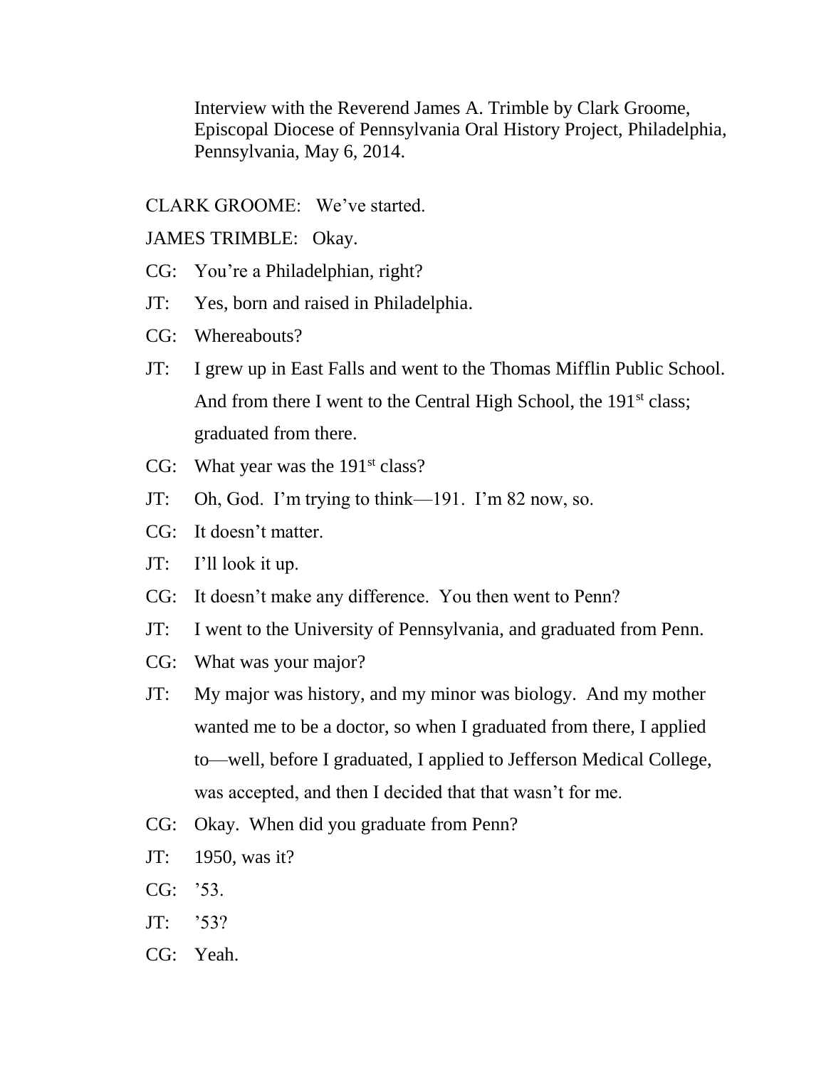Interview with the Reverend James A. Trimble by Clark Groome, Episcopal Diocese of Pennsylvania Oral History Project, Philadelphia, Pennsylvania, May 6, 2014.

CLARK GROOME: We've started.

JAMES TRIMBLE: Okay.

CG: You're a Philadelphian, right?

JT: Yes, born and raised in Philadelphia.

CG: Whereabouts?

JT: I grew up in East Falls and went to the Thomas Mifflin Public School. And from there I went to the Central High School, the 191st class; graduated from there.

CG: What year was the 191st class?

JT: Oh, God. I'm trying to think—191. I'm 82 now, so.

CG: It doesn't matter.

JT: I'll look it up.

CG: It doesn't make any difference. You then went to Penn?

JT: I went to the University of Pennsylvania, and graduated from Penn.

CG: What was your major?

JT: My major was history, and my minor was biology. And my mother wanted me to be a doctor, so when I graduated from there, I applied to—well, before I graduated, I applied to Jefferson Medical College, was accepted, and then I decided that that wasn't for me.

CG: Okay. When did you graduate from Penn?

JT: 1950, was it?

CG: '53.

JT: '53?

CG: Yeah.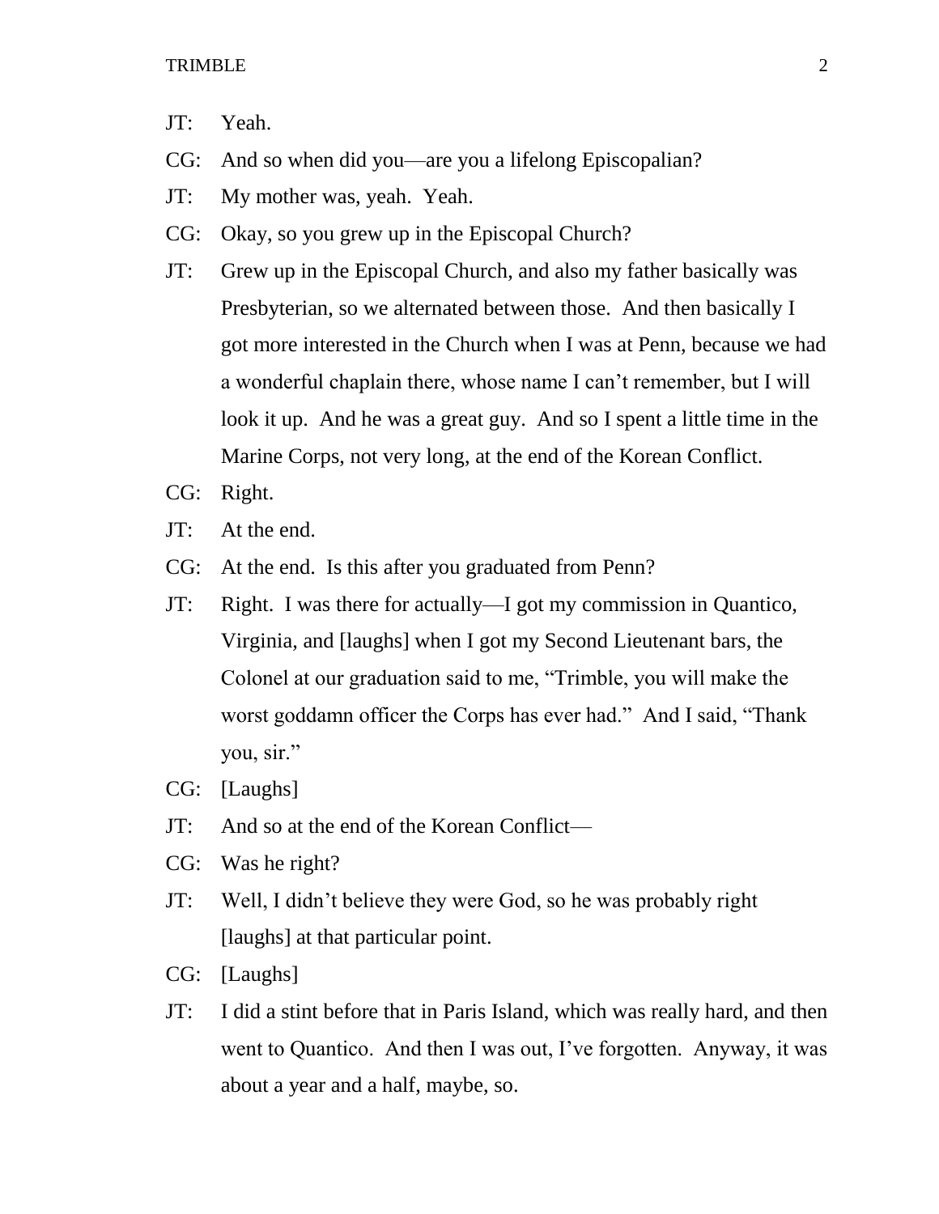JT: Yeah.

CG: And so when did you—are you a lifelong Episcopalian?

JT: My mother was, yeah. Yeah.

CG: Okay, so you grew up in the Episcopal Church?

JT: Grew up in the Episcopal Church, and also my father basically was Presbyterian, so we alternated between those. And then basically I got more interested in the Church when I was at Penn, because we had a wonderful chaplain there, whose name I can't remember, but I will look it up. And he was a great guy. And so I spent a little time in the Marine Corps, not very long, at the end of the Korean Conflict.

CG: Right.

JT: At the end.

CG: At the end. Is this after you graduated from Penn?

JT: Right. I was there for actually—I got my commission in Quantico, Virginia, and [laughs] when I got my Second Lieutenant bars, the Colonel at our graduation said to me, "Trimble, you will make the worst goddamn officer the Corps has ever had." And I said, "Thank you, sir."

CG: [Laughs]

JT: And so at the end of the Korean Conflict—

CG: Was he right?

JT: Well, I didn't believe they were God, so he was probably right [laughs] at that particular point.

CG: [Laughs]

JT: I did a stint before that in Paris Island, which was really hard, and then went to Quantico. And then I was out, I've forgotten. Anyway, it was about a year and a half, maybe, so.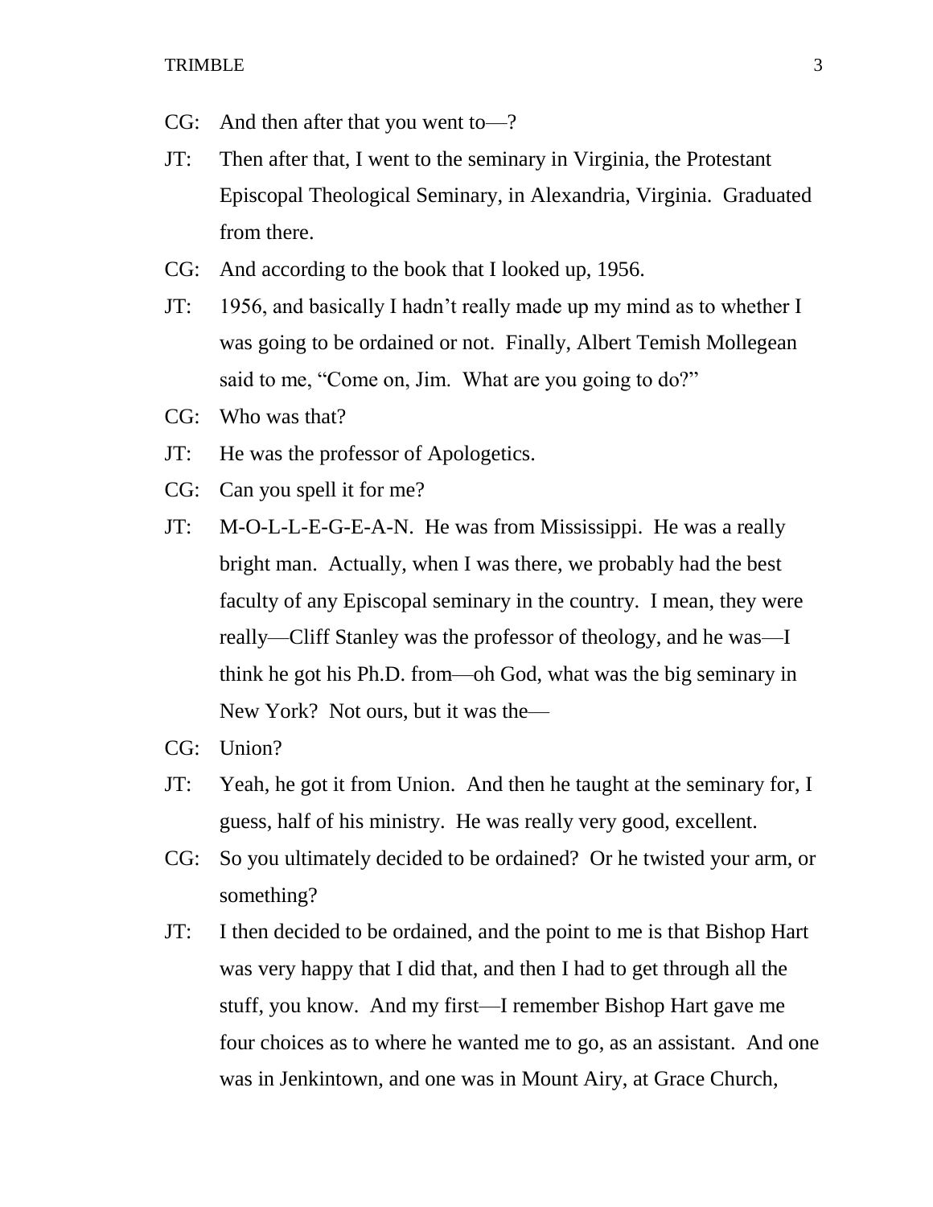CG: And then after that you went to—?

JT: Then after that, I went to the seminary in Virginia, the Protestant Episcopal Theological Seminary, in Alexandria, Virginia. Graduated from there.

CG: And according to the book that I looked up, 1956.

JT: 1956, and basically I hadn't really made up my mind as to whether I was going to be ordained or not. Finally, Albert Temish Mollegean said to me, "Come on, Jim. What are you going to do?"

CG: Who was that?

JT: He was the professor of Apologetics.

CG: Can you spell it for me?

JT: M-O-L-L-E-G-E-A-N. He was from Mississippi. He was a really bright man. Actually, when I was there, we probably had the best faculty of any Episcopal seminary in the country. I mean, they were really—Cliff Stanley was the professor of theology, and he was—I think he got his Ph.D. from—oh God, what was the big seminary in New York? Not ours, but it was the—

CG: Union?

JT: Yeah, he got it from Union. And then he taught at the seminary for, I guess, half of his ministry. He was really very good, excellent.

CG: So you ultimately decided to be ordained? Or he twisted your arm, or something?

JT: I then decided to be ordained, and the point to me is that Bishop Hart was very happy that I did that, and then I had to get through all the stuff, you know. And my first—I remember Bishop Hart gave me four choices as to where he wanted me to go, as an assistant. And one was in Jenkintown, and one was in Mount Airy, at Grace Church,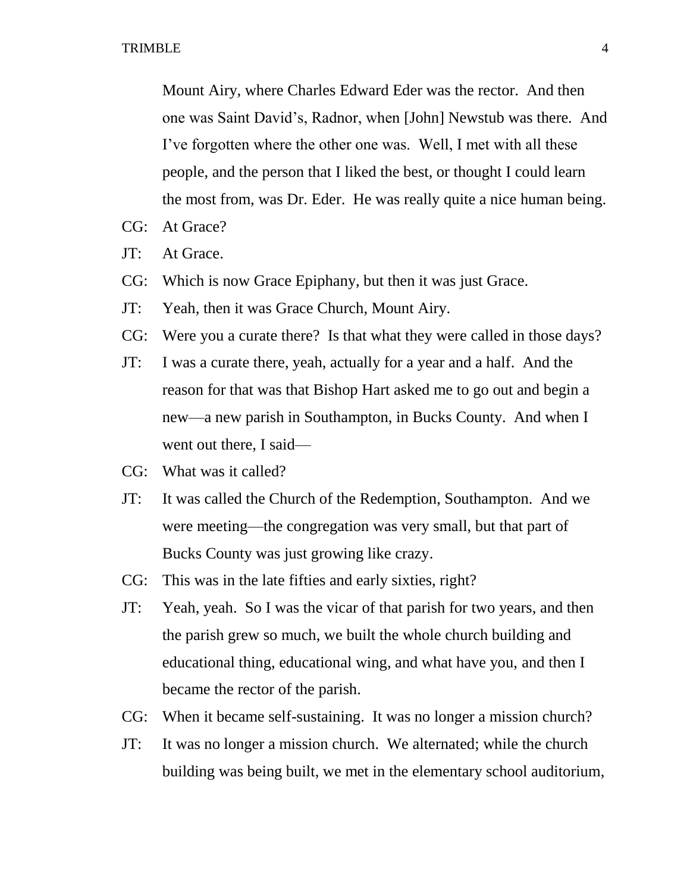Mount Airy, where Charles Edward Eder was the rector. And then one was Saint David's, Radnor, when [John] Newstub was there. And I've forgotten where the other one was. Well, I met with all these people, and the person that I liked the best, or thought I could learn the most from, was Dr. Eder. He was really quite a nice human being.

CG: At Grace?

JT: At Grace.

CG: Which is now Grace Epiphany, but then it was just Grace.

JT: Yeah, then it was Grace Church, Mount Airy.

CG: Were you a curate there? Is that what they were called in those days?

JT: I was a curate there, yeah, actually for a year and a half. And the reason for that was that Bishop Hart asked me to go out and begin a new—a new parish in Southampton, in Bucks County. And when I went out there, I said—

CG: What was it called?

JT: It was called the Church of the Redemption, Southampton. And we were meeting—the congregation was very small, but that part of Bucks County was just growing like crazy.

CG: This was in the late fifties and early sixties, right?

JT: Yeah, yeah. So I was the vicar of that parish for two years, and then the parish grew so much, we built the whole church building and educational thing, educational wing, and what have you, and then I became the rector of the parish.

CG: When it became self-sustaining. It was no longer a mission church?

JT: It was no longer a mission church. We alternated; while the church building was being built, we met in the elementary school auditorium,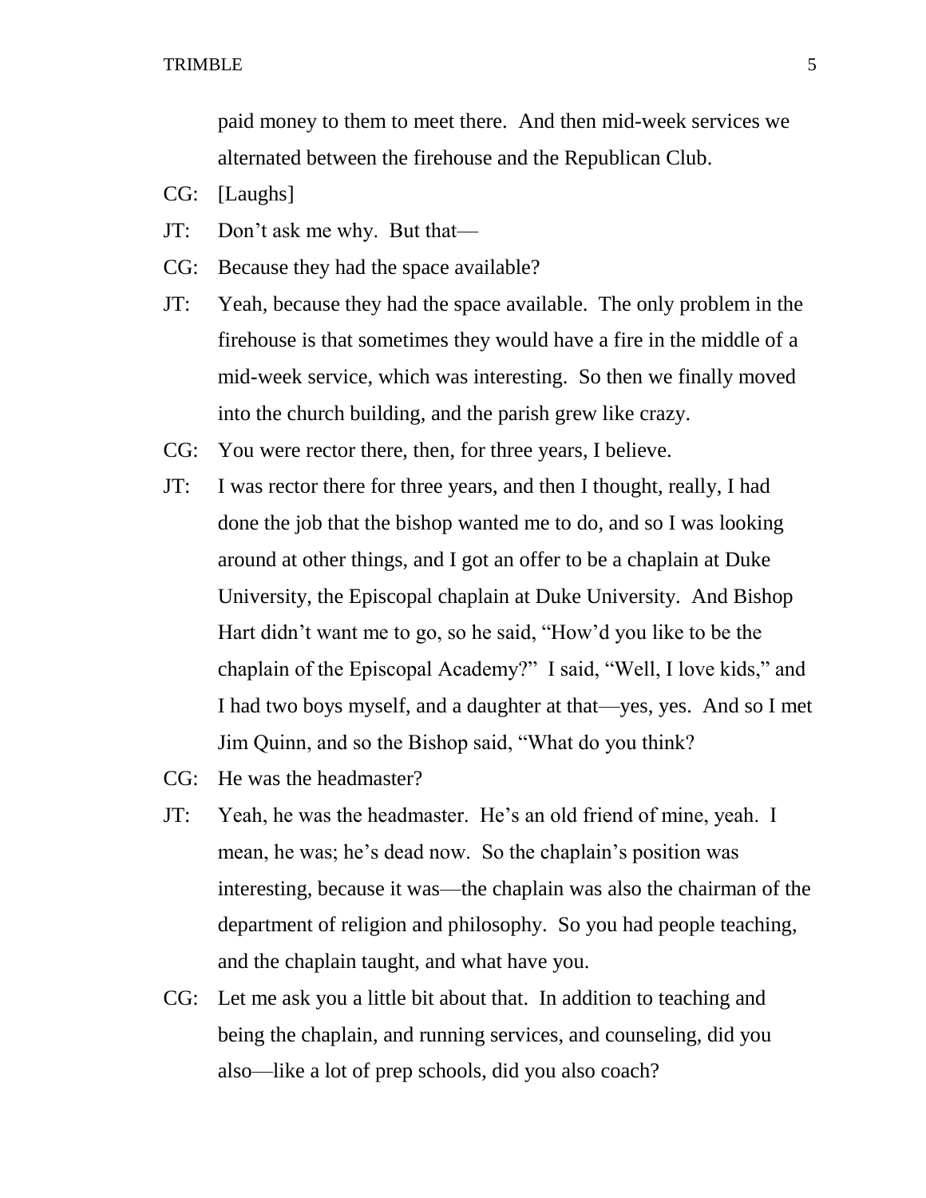paid money to them to meet there. And then mid-week services we alternated between the firehouse and the Republican Club.

CG: [Laughs]

JT: Don't ask me why. But that—

CG: Because they had the space available?

JT: Yeah, because they had the space available. The only problem in the firehouse is that sometimes they would have a fire in the middle of a mid-week service, which was interesting. So then we finally moved into the church building, and the parish grew like crazy.

CG: You were rector there, then, for three years, I believe.

JT: I was rector there for three years, and then I thought, really, I had done the job that the bishop wanted me to do, and so I was looking around at other things, and I got an offer to be a chaplain at Duke University, the Episcopal chaplain at Duke University. And Bishop Hart didn't want me to go, so he said, "How'd you like to be the chaplain of the Episcopal Academy?" I said, "Well, I love kids," and I had two boys myself, and a daughter at that—yes, yes. And so I met Jim Quinn, and so the Bishop said, "What do you think?

CG: He was the headmaster?

JT: Yeah, he was the headmaster. He's an old friend of mine, yeah. I mean, he was; he's dead now. So the chaplain's position was interesting, because it was—the chaplain was also the chairman of the department of religion and philosophy. So you had people teaching, and the chaplain taught, and what have you.

CG: Let me ask you a little bit about that. In addition to teaching and being the chaplain, and running services, and counseling, did you also—like a lot of prep schools, did you also coach?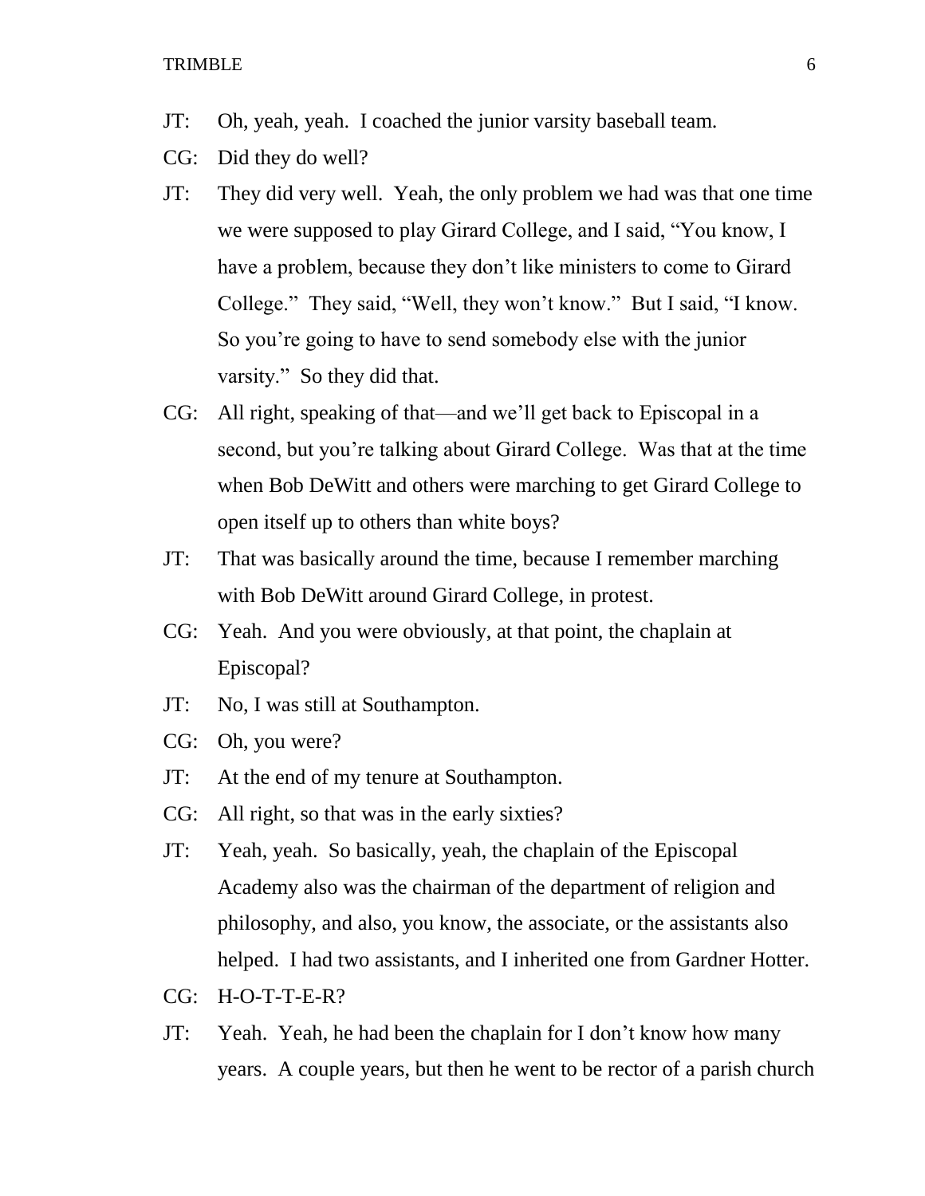JT: Oh, yeah, yeah. I coached the junior varsity baseball team.

CG: Did they do well?

JT: They did very well. Yeah, the only problem we had was that one time we were supposed to play Girard College, and I said, "You know, I have a problem, because they don't like ministers to come to Girard College." They said, "Well, they won't know." But I said, "I know. So you're going to have to send somebody else with the junior varsity." So they did that.

CG: All right, speaking of that—and we'll get back to Episcopal in a second, but you're talking about Girard College. Was that at the time when Bob DeWitt and others were marching to get Girard College to open itself up to others than white boys?

JT: That was basically around the time, because I remember marching with Bob DeWitt around Girard College, in protest.

CG: Yeah. And you were obviously, at that point, the chaplain at Episcopal?

JT: No, I was still at Southampton.

CG: Oh, you were?

JT: At the end of my tenure at Southampton.

CG: All right, so that was in the early sixties?

JT: Yeah, yeah. So basically, yeah, the chaplain of the Episcopal Academy also was the chairman of the department of religion and philosophy, and also, you know, the associate, or the assistants also helped. I had two assistants, and I inherited one from Gardner Hotter.

CG: H-O-T-T-E-R?

JT: Yeah. Yeah, he had been the chaplain for I don't know how many years. A couple years, but then he went to be rector of a parish church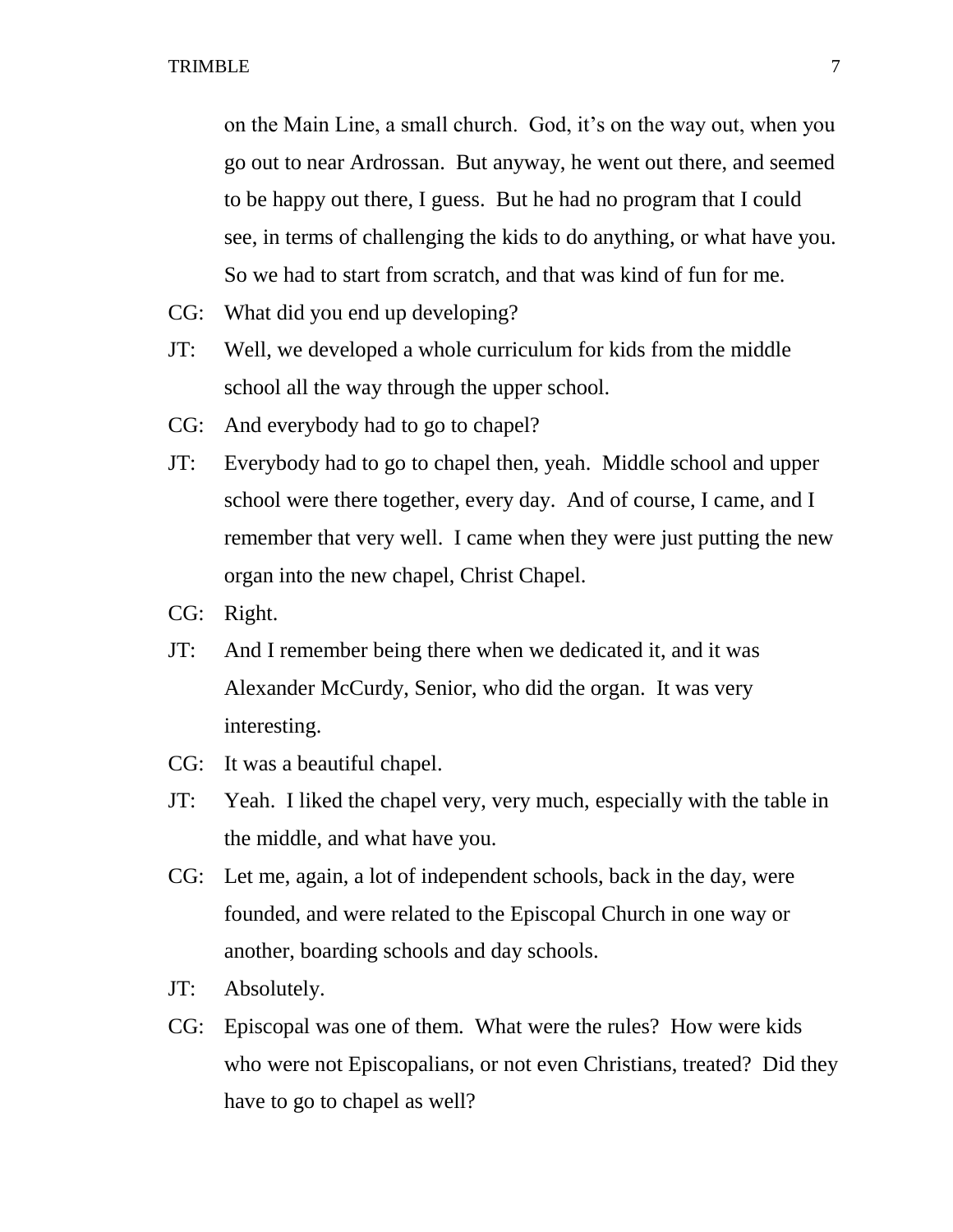on the Main Line, a small church. God, it's on the way out, when you go out to near Ardrossan. But anyway, he went out there, and seemed to be happy out there, I guess. But he had no program that I could see, in terms of challenging the kids to do anything, or what have you. So we had to start from scratch, and that was kind of fun for me.

CG: What did you end up developing?

JT: Well, we developed a whole curriculum for kids from the middle school all the way through the upper school.

CG: And everybody had to go to chapel?

JT: Everybody had to go to chapel then, yeah. Middle school and upper school were there together, every day. And of course, I came, and I remember that very well. I came when they were just putting the new organ into the new chapel, Christ Chapel.

CG: Right.

JT: And I remember being there when we dedicated it, and it was Alexander McCurdy, Senior, who did the organ. It was very interesting.

CG: It was a beautiful chapel.

JT: Yeah. I liked the chapel very, very much, especially with the table in the middle, and what have you.

CG: Let me, again, a lot of independent schools, back in the day, were founded, and were related to the Episcopal Church in one way or another, boarding schools and day schools.

JT: Absolutely.

CG: Episcopal was one of them. What were the rules? How were kids who were not Episcopalians, or not even Christians, treated? Did they have to go to chapel as well?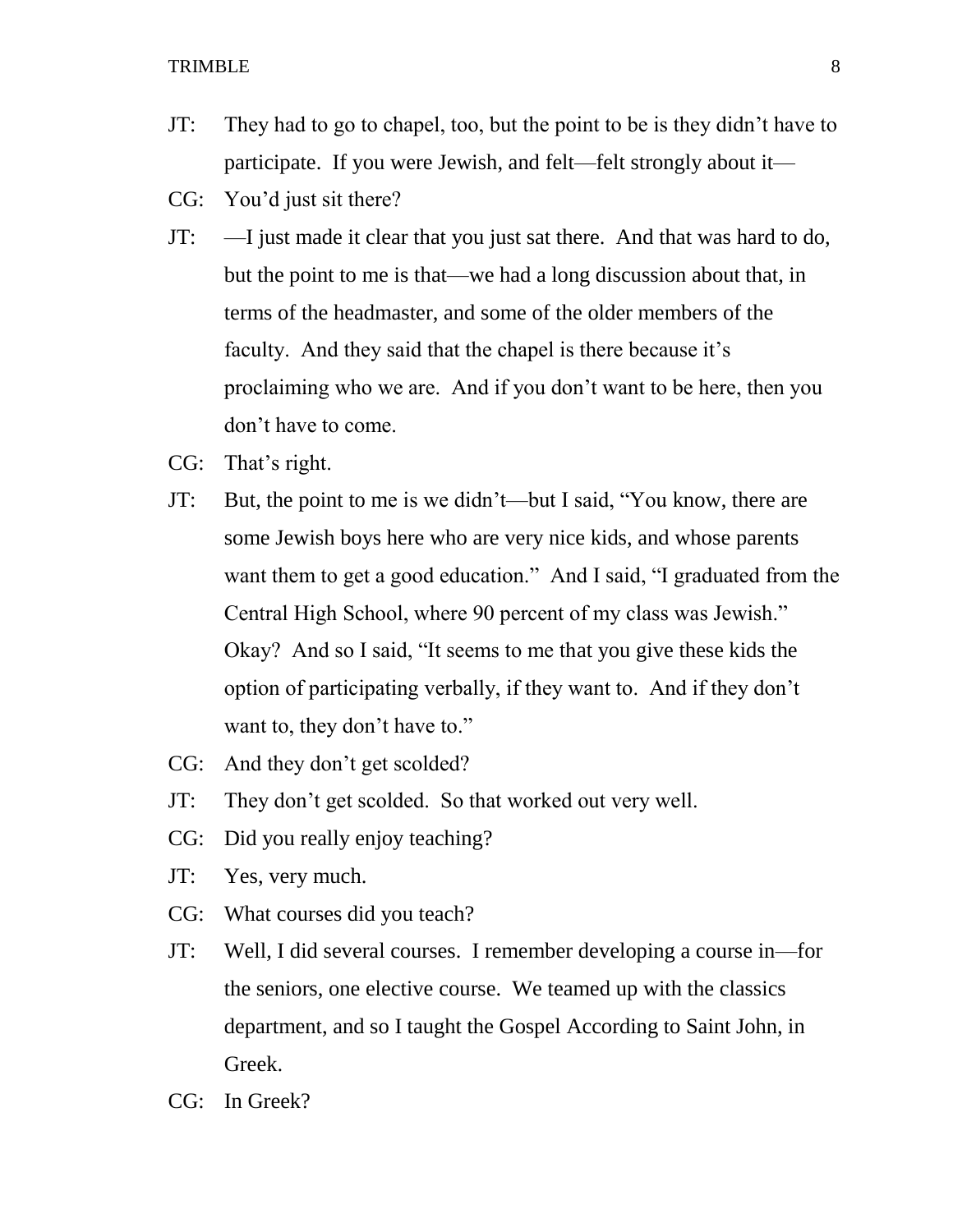JT: They had to go to chapel, too, but the point to be is they didn't have to participate. If you were Jewish, and felt—felt strongly about it—

CG: You'd just sit there?

JT: —I just made it clear that you just sat there. And that was hard to do, but the point to me is that—we had a long discussion about that, in terms of the headmaster, and some of the older members of the faculty. And they said that the chapel is there because it's proclaiming who we are. And if you don't want to be here, then you don't have to come.

CG: That's right.

JT: But, the point to me is we didn't—but I said, "You know, there are some Jewish boys here who are very nice kids, and whose parents want them to get a good education." And I said, "I graduated from the Central High School, where 90 percent of my class was Jewish." Okay? And so I said, "It seems to me that you give these kids the option of participating verbally, if they want to. And if they don't want to, they don't have to."

CG: And they don't get scolded?

JT: They don't get scolded. So that worked out very well.

CG: Did you really enjoy teaching?

JT: Yes, very much.

CG: What courses did you teach?

JT: Well, I did several courses. I remember developing a course in—for the seniors, one elective course. We teamed up with the classics department, and so I taught the Gospel According to Saint John, in Greek.

CG: In Greek?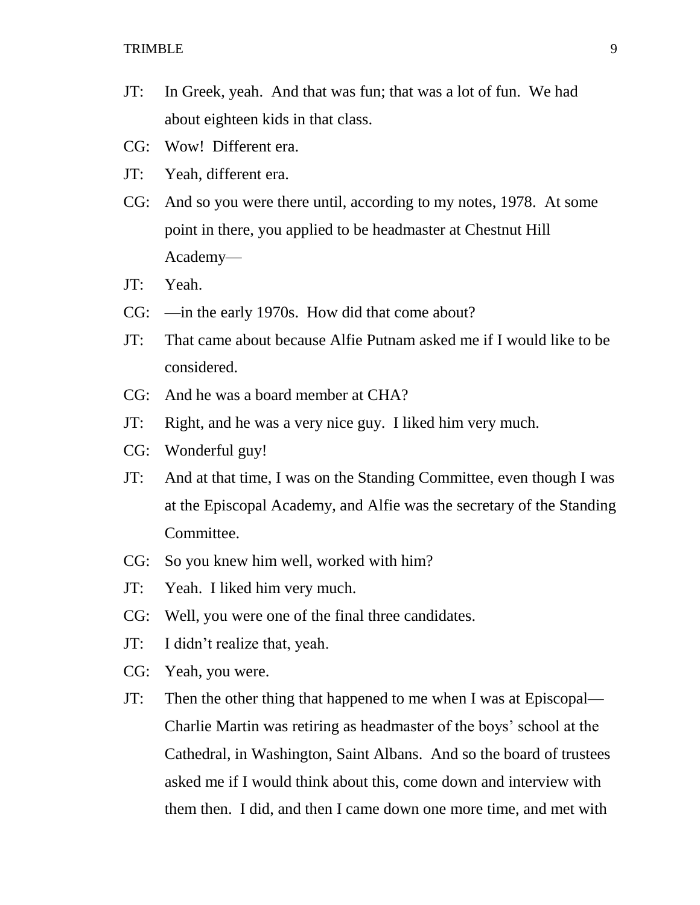JT: In Greek, yeah. And that was fun; that was a lot of fun. We had about eighteen kids in that class.

CG: Wow! Different era.

JT: Yeah, different era.

CG: And so you were there until, according to my notes, 1978. At some point in there, you applied to be headmaster at Chestnut Hill Academy—

JT: Yeah.

CG: —in the early 1970s. How did that come about?

JT: That came about because Alfie Putnam asked me if I would like to be considered.

CG: And he was a board member at CHA?

JT: Right, and he was a very nice guy. I liked him very much.

CG: Wonderful guy!

JT: And at that time, I was on the Standing Committee, even though I was at the Episcopal Academy, and Alfie was the secretary of the Standing Committee.

CG: So you knew him well, worked with him?

JT: Yeah. I liked him very much.

CG: Well, you were one of the final three candidates.

JT: I didn't realize that, yeah.

CG: Yeah, you were.

JT: Then the other thing that happened to me when I was at Episcopal—Charlie Martin was retiring as headmaster of the boys' school at the Cathedral, in Washington, Saint Albans. And so the board of trustees asked me if I would think about this, come down and interview with them then. I did, and then I came down one more time, and met with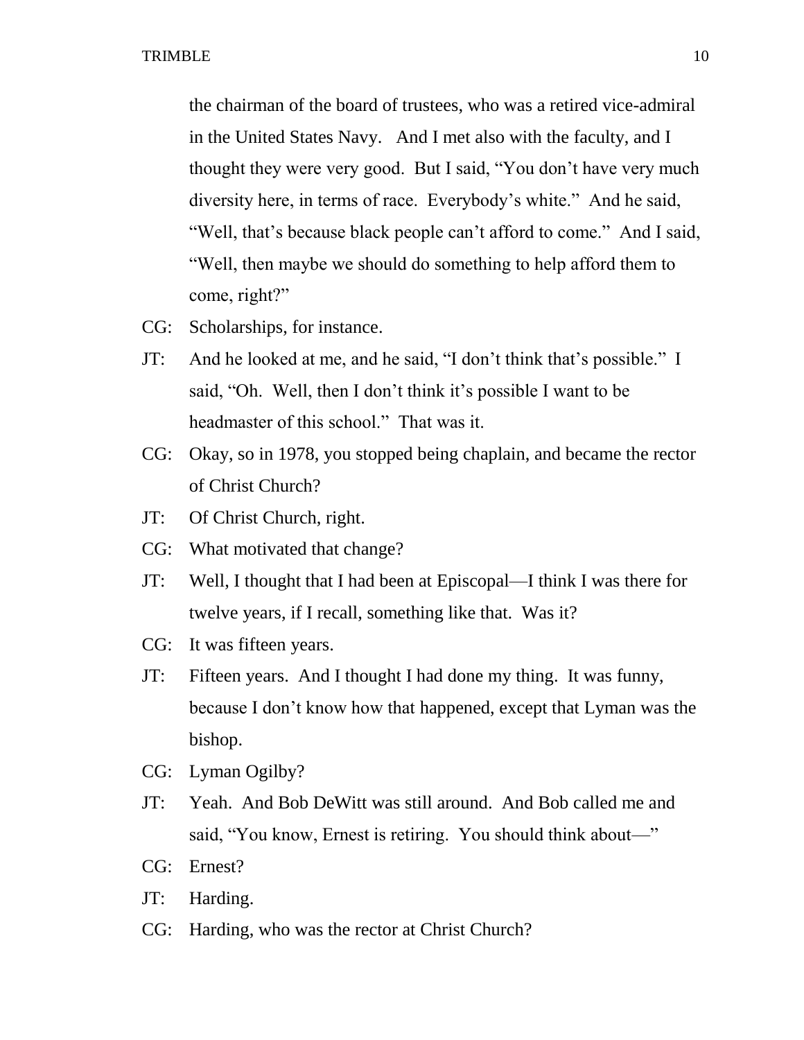the chairman of the board of trustees, who was a retired vice-admiral in the United States Navy. And I met also with the faculty, and I thought they were very good. But I said, "You don't have very much diversity here, in terms of race. Everybody's white." And he said, "Well, that's because black people can't afford to come." And I said, "Well, then maybe we should do something to help afford them to come, right?"

CG: Scholarships, for instance.

JT: And he looked at me, and he said, "I don't think that's possible." I said, "Oh. Well, then I don't think it's possible I want to be headmaster of this school." That was it.

CG: Okay, so in 1978, you stopped being chaplain, and became the rector of Christ Church?

JT: Of Christ Church, right.

CG: What motivated that change?

JT: Well, I thought that I had been at Episcopal—I think I was there for twelve years, if I recall, something like that. Was it?

CG: It was fifteen years.

JT: Fifteen years. And I thought I had done my thing. It was funny, because I don't know how that happened, except that Lyman was the bishop.

CG: Lyman Ogilby?

JT: Yeah. And Bob DeWitt was still around. And Bob called me and said, "You know, Ernest is retiring. You should think about—"

CG: Ernest?

JT: Harding.

CG: Harding, who was the rector at Christ Church?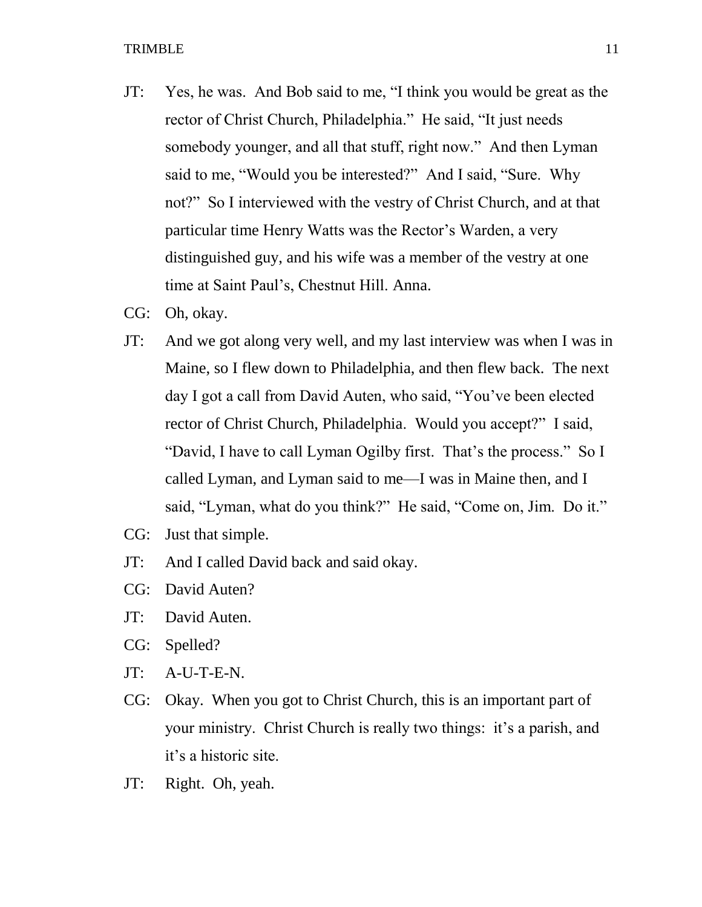JT: Yes, he was. And Bob said to me, "I think you would be great as the rector of Christ Church, Philadelphia." He said, "It just needs somebody younger, and all that stuff, right now." And then Lyman said to me, "Would you be interested?" And I said, "Sure. Why not?" So I interviewed with the vestry of Christ Church, and at that particular time Henry Watts was the Rector's Warden, a very distinguished guy, and his wife was a member of the vestry at one time at Saint Paul's, Chestnut Hill. Anna.

CG: Oh, okay.

JT: And we got along very well, and my last interview was when I was in Maine, so I flew down to Philadelphia, and then flew back. The next day I got a call from David Auten, who said, "You've been elected rector of Christ Church, Philadelphia. Would you accept?" I said, "David, I have to call Lyman Ogilby first. That's the process." So I called Lyman, and Lyman said to me—I was in Maine then, and I said, "Lyman, what do you think?" He said, "Come on, Jim. Do it."

CG: Just that simple.

JT: And I called David back and said okay.

CG: David Auten?

JT: David Auten.

CG: Spelled?

JT: A-U-T-E-N.

CG: Okay. When you got to Christ Church, this is an important part of your ministry. Christ Church is really two things: it's a parish, and it's a historic site.

JT: Right. Oh, yeah.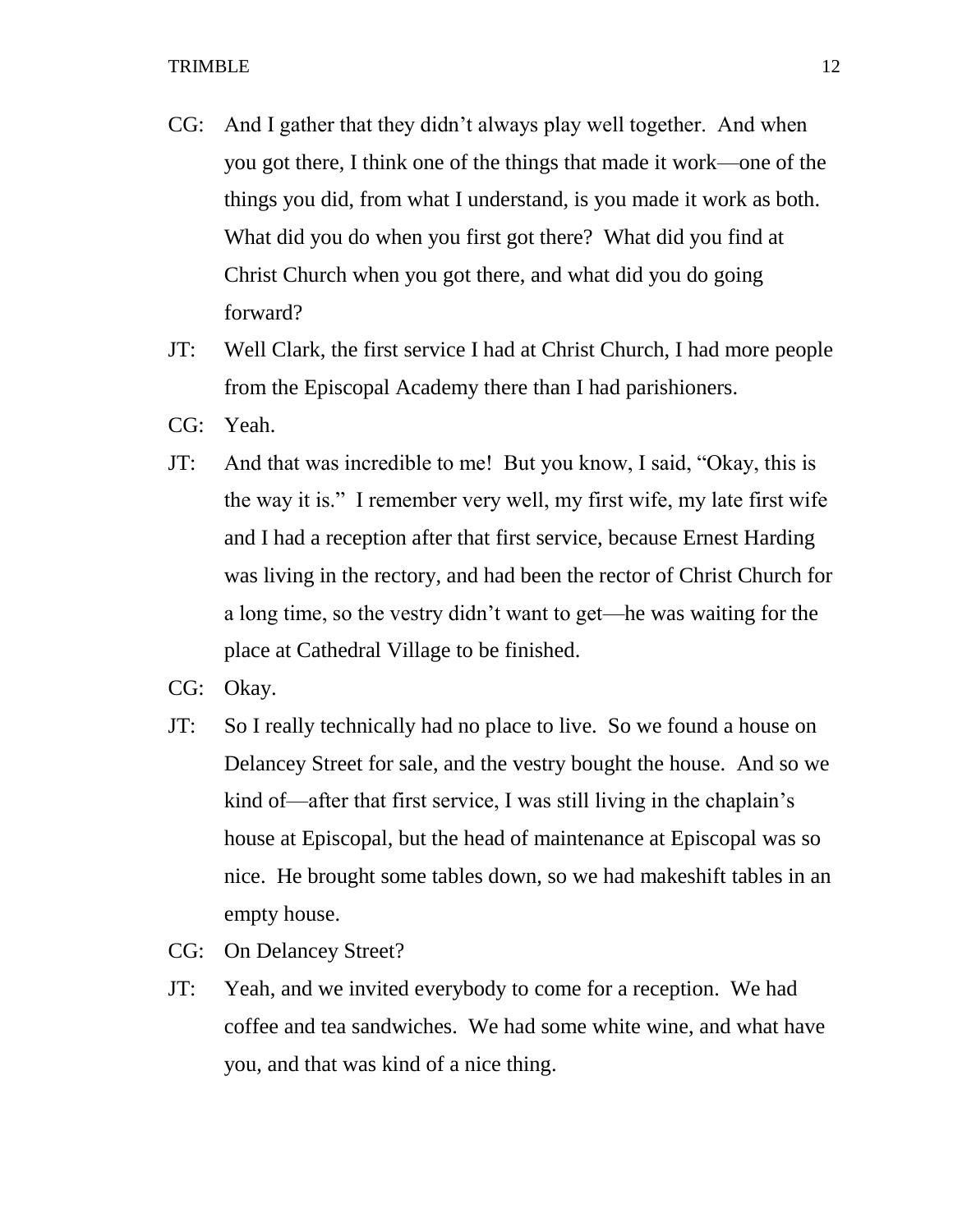CG: And I gather that they didn't always play well together. And when you got there, I think one of the things that made it work—one of the things you did, from what I understand, is you made it work as both. What did you do when you first got there? What did you find at Christ Church when you got there, and what did you do going forward?

JT: Well Clark, the first service I had at Christ Church, I had more people from the Episcopal Academy there than I had parishioners.

CG: Yeah.

JT: And that was incredible to me! But you know, I said, "Okay, this is the way it is." I remember very well, my first wife, my late first wife and I had a reception after that first service, because Ernest Harding was living in the rectory, and had been the rector of Christ Church for a long time, so the vestry didn't want to get—he was waiting for the place at Cathedral Village to be finished.

CG: Okay.

JT: So I really technically had no place to live. So we found a house on Delancey Street for sale, and the vestry bought the house. And so we kind of—after that first service, I was still living in the chaplain's house at Episcopal, but the head of maintenance at Episcopal was so nice. He brought some tables down, so we had makeshift tables in an empty house.

CG: On Delancey Street?

JT: Yeah, and we invited everybody to come for a reception. We had coffee and tea sandwiches. We had some white wine, and what have you, and that was kind of a nice thing.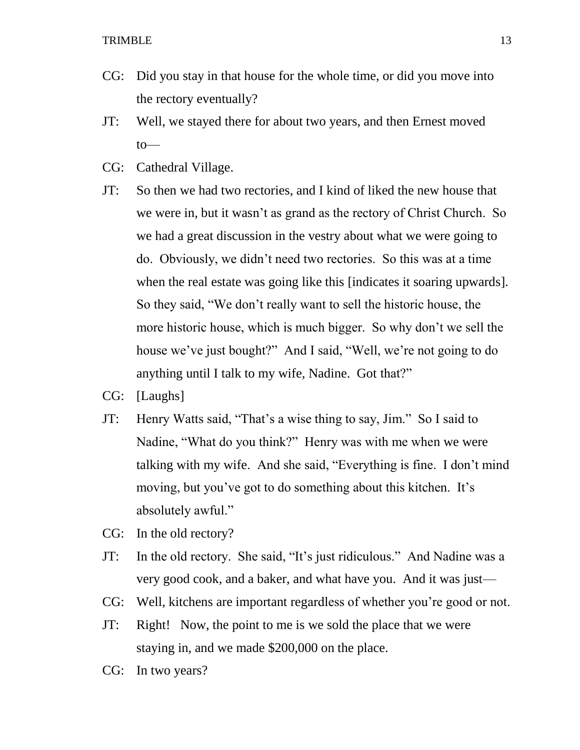CG: Did you stay in that house for the whole time, or did you move into the rectory eventually?

JT: Well, we stayed there for about two years, and then Ernest moved to—

CG: Cathedral Village.

JT: So then we had two rectories, and I kind of liked the new house that we were in, but it wasn't as grand as the rectory of Christ Church. So we had a great discussion in the vestry about what we were going to do. Obviously, we didn't need two rectories. So this was at a time when the real estate was going like this [indicates it soaring upwards]. So they said, "We don't really want to sell the historic house, the more historic house, which is much bigger. So why don't we sell the house we've just bought?" And I said, "Well, we're not going to do anything until I talk to my wife, Nadine. Got that?"

CG: [Laughs]

JT: Henry Watts said, "That's a wise thing to say, Jim." So I said to Nadine, "What do you think?" Henry was with me when we were talking with my wife. And she said, "Everything is fine. I don't mind moving, but you've got to do something about this kitchen. It's absolutely awful."

CG: In the old rectory?

JT: In the old rectory. She said, "It's just ridiculous." And Nadine was a very good cook, and a baker, and what have you. And it was just—

CG: Well, kitchens are important regardless of whether you're good or not.

JT: Right! Now, the point to me is we sold the place that we were staying in, and we made $200,000 on the place.

CG: In two years?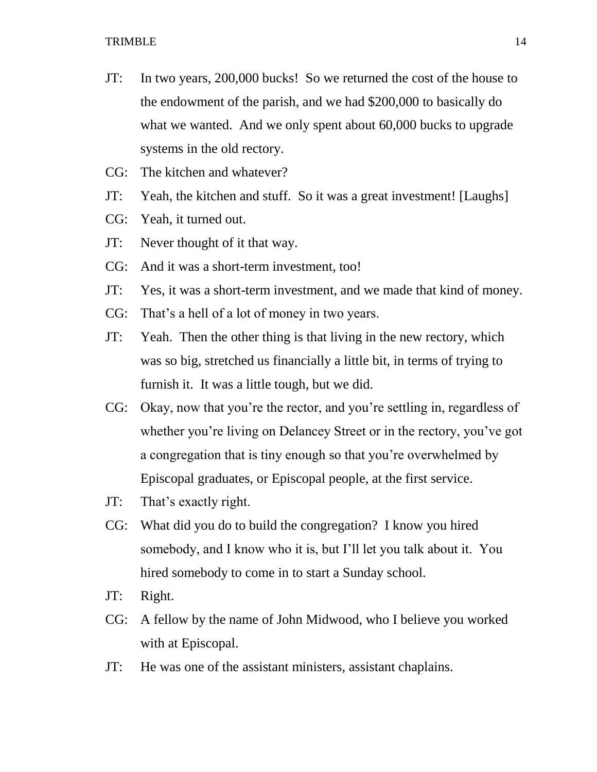JT: In two years, 200,000 bucks! So we returned the cost of the house to the endowment of the parish, and we had $200,000 to basically do what we wanted. And we only spent about 60,000 bucks to upgrade systems in the old rectory.

CG: The kitchen and whatever?

JT: Yeah, the kitchen and stuff. So it was a great investment! [Laughs]

CG: Yeah, it turned out.

JT: Never thought of it that way.

CG: And it was a short-term investment, too!

JT: Yes, it was a short-term investment, and we made that kind of money.

CG: That's a hell of a lot of money in two years.

JT: Yeah. Then the other thing is that living in the new rectory, which was so big, stretched us financially a little bit, in terms of trying to furnish it. It was a little tough, but we did.

CG: Okay, now that you're the rector, and you're settling in, regardless of whether you're living on Delancey Street or in the rectory, you've got a congregation that is tiny enough so that you're overwhelmed by Episcopal graduates, or Episcopal people, at the first service.

JT: That's exactly right.

CG: What did you do to build the congregation? I know you hired somebody, and I know who it is, but I'll let you talk about it. You hired somebody to come in to start a Sunday school.

JT: Right.

CG: A fellow by the name of John Midwood, who I believe you worked with at Episcopal.

JT: He was one of the assistant ministers, assistant chaplains.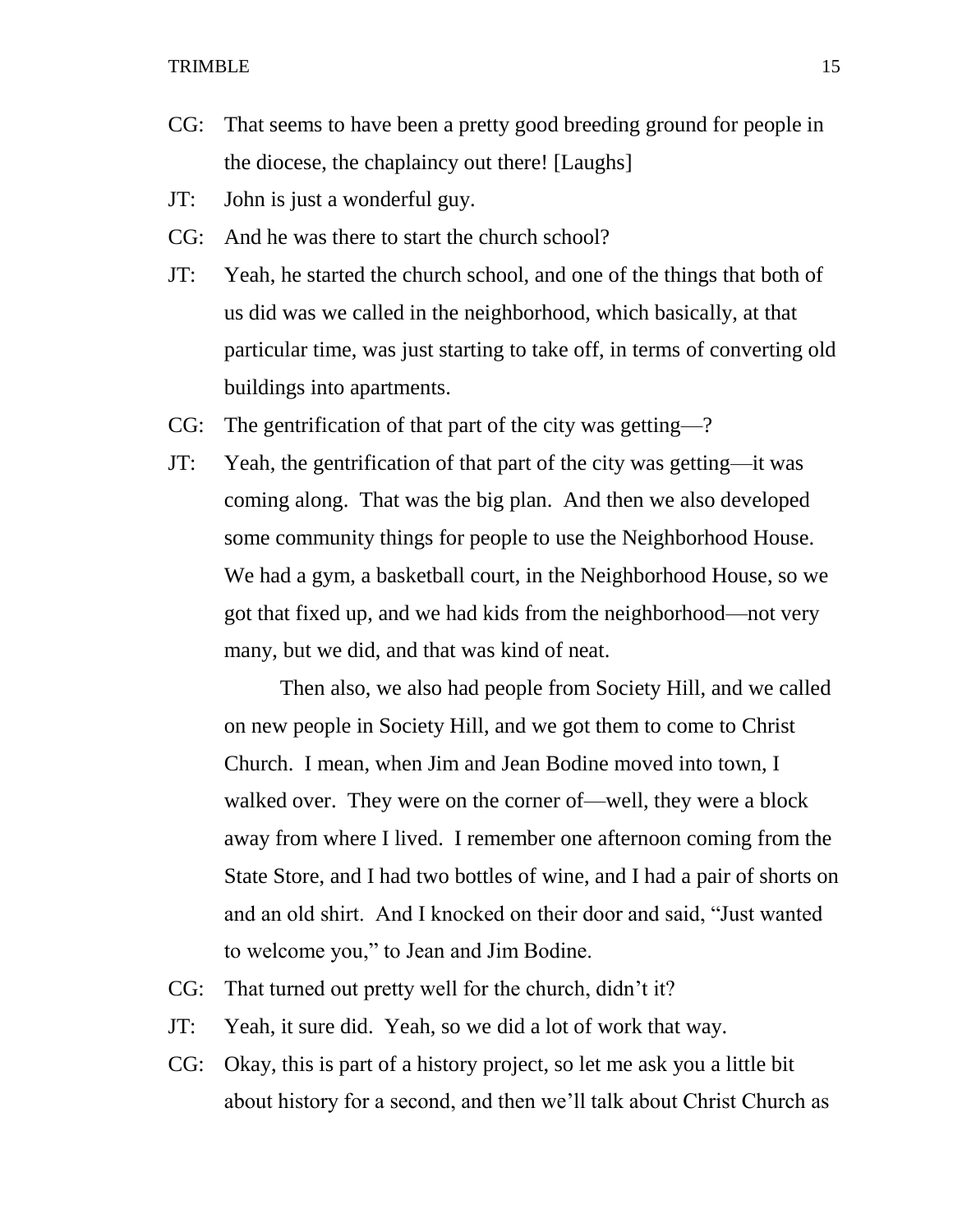CG: That seems to have been a pretty good breeding ground for people in the diocese, the chaplaincy out there! [Laughs]

JT: John is just a wonderful guy.

CG: And he was there to start the church school?

JT: Yeah, he started the church school, and one of the things that both of us did was we called in the neighborhood, which basically, at that particular time, was just starting to take off, in terms of converting old buildings into apartments.

CG: The gentrification of that part of the city was getting—?

JT: Yeah, the gentrification of that part of the city was getting—it was coming along. That was the big plan. And then we also developed some community things for people to use the Neighborhood House. We had a gym, a basketball court, in the Neighborhood House, so we got that fixed up, and we had kids from the neighborhood—not very many, but we did, and that was kind of neat.

Then also, we also had people from Society Hill, and we called on new people in Society Hill, and we got them to come to Christ Church. I mean, when Jim and Jean Bodine moved into town, I walked over. They were on the corner of—well, they were a block away from where I lived. I remember one afternoon coming from the State Store, and I had two bottles of wine, and I had a pair of shorts on and an old shirt. And I knocked on their door and said, "Just wanted to welcome you," to Jean and Jim Bodine.

CG: That turned out pretty well for the church, didn't it?

JT: Yeah, it sure did. Yeah, so we did a lot of work that way.

CG: Okay, this is part of a history project, so let me ask you a little bit about history for a second, and then we'll talk about Christ Church as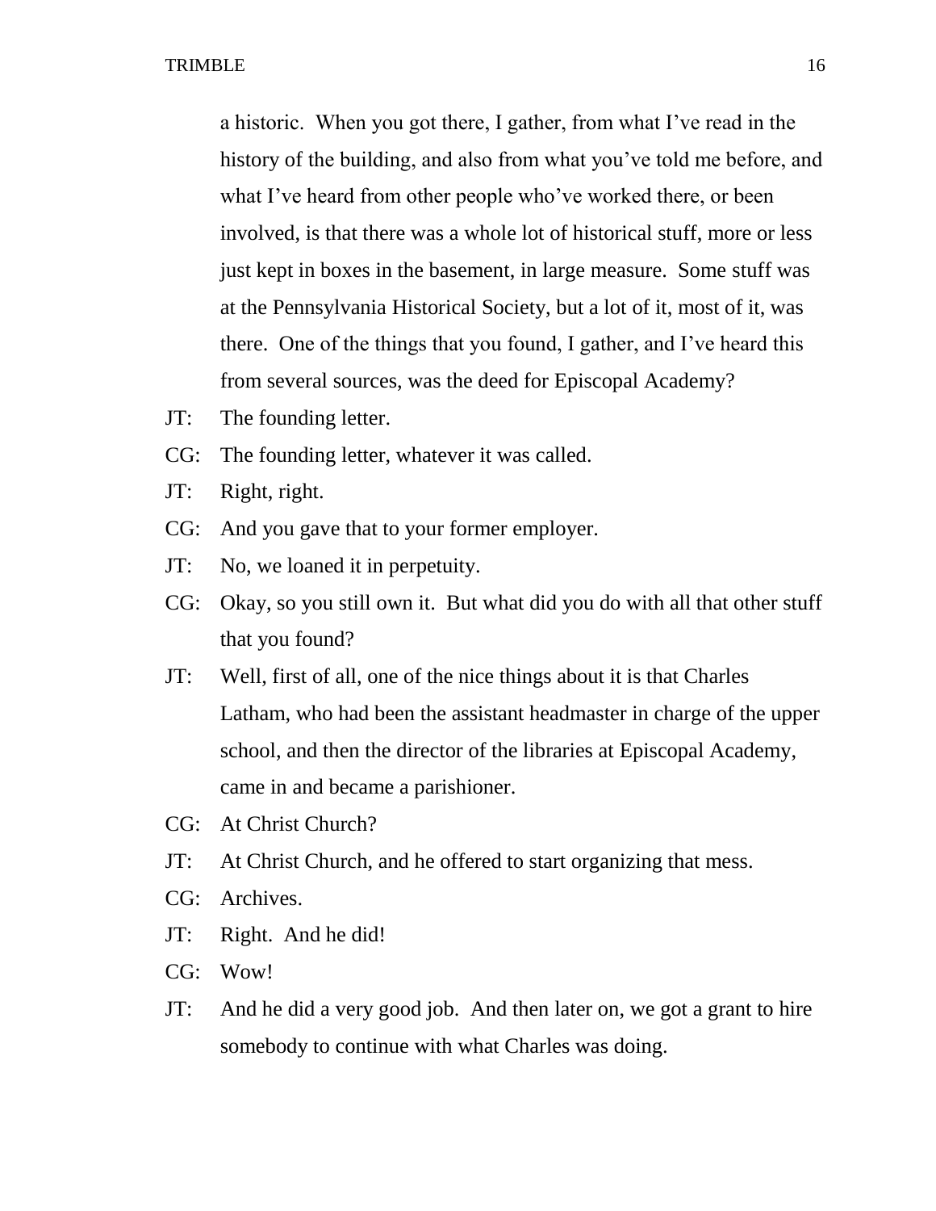a historic. When you got there, I gather, from what I've read in the history of the building, and also from what you've told me before, and what I've heard from other people who've worked there, or been involved, is that there was a whole lot of historical stuff, more or less just kept in boxes in the basement, in large measure. Some stuff was at the Pennsylvania Historical Society, but a lot of it, most of it, was there. One of the things that you found, I gather, and I've heard this from several sources, was the deed for Episcopal Academy?

JT: The founding letter.

CG: The founding letter, whatever it was called.

JT: Right, right.

CG: And you gave that to your former employer.

JT: No, we loaned it in perpetuity.

CG: Okay, so you still own it. But what did you do with all that other stuff that you found?

JT: Well, first of all, one of the nice things about it is that Charles Latham, who had been the assistant headmaster in charge of the upper school, and then the director of the libraries at Episcopal Academy, came in and became a parishioner.

CG: At Christ Church?

JT: At Christ Church, and he offered to start organizing that mess.

CG: Archives.

JT: Right. And he did!

CG: Wow!

JT: And he did a very good job. And then later on, we got a grant to hire somebody to continue with what Charles was doing.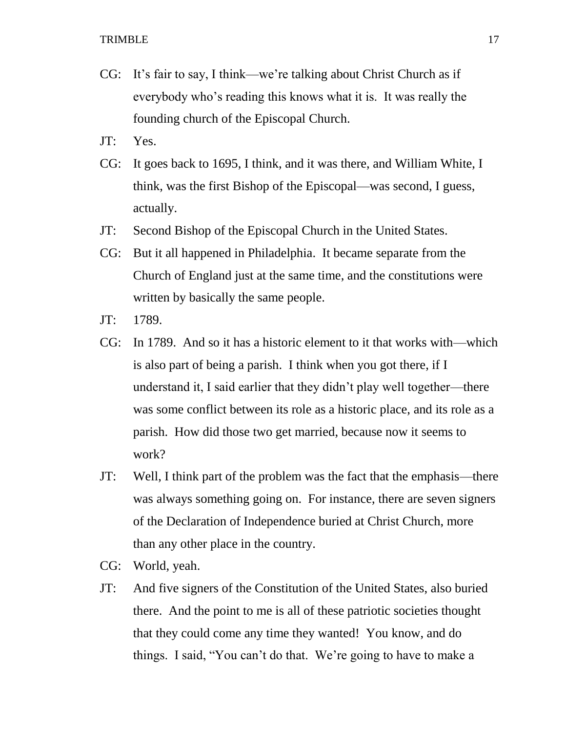CG: It's fair to say, I think—we're talking about Christ Church as if everybody who's reading this knows what it is. It was really the founding church of the Episcopal Church.

JT: Yes.

CG: It goes back to 1695, I think, and it was there, and William White, I think, was the first Bishop of the Episcopal—was second, I guess, actually.

JT: Second Bishop of the Episcopal Church in the United States.

CG: But it all happened in Philadelphia. It became separate from the Church of England just at the same time, and the constitutions were written by basically the same people.

JT: 1789.

CG: In 1789. And so it has a historic element to it that works with—which is also part of being a parish. I think when you got there, if I understand it, I said earlier that they didn't play well together—there was some conflict between its role as a historic place, and its role as a parish. How did those two get married, because now it seems to work?

JT: Well, I think part of the problem was the fact that the emphasis—there was always something going on. For instance, there are seven signers of the Declaration of Independence buried at Christ Church, more than any other place in the country.

CG: World, yeah.

JT: And five signers of the Constitution of the United States, also buried there. And the point to me is all of these patriotic societies thought that they could come any time they wanted! You know, and do things. I said, "You can't do that. We're going to have to make a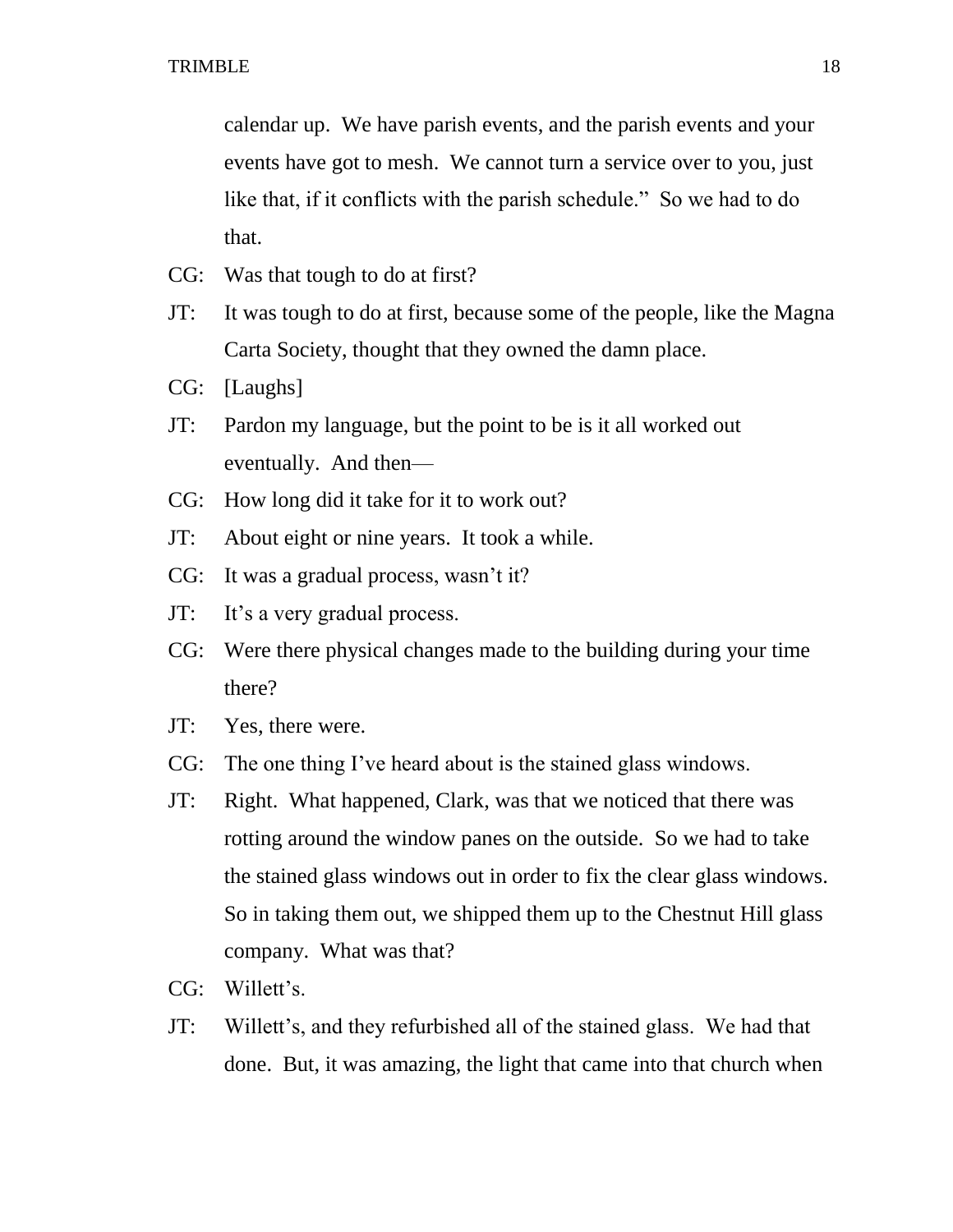calendar up. We have parish events, and the parish events and your events have got to mesh. We cannot turn a service over to you, just like that, if it conflicts with the parish schedule." So we had to do that.

CG: Was that tough to do at first?

JT: It was tough to do at first, because some of the people, like the Magna Carta Society, thought that they owned the damn place.

CG: [Laughs]

JT: Pardon my language, but the point to be is it all worked out eventually. And then—

CG: How long did it take for it to work out?

JT: About eight or nine years. It took a while.

CG: It was a gradual process, wasn't it?

JT: It's a very gradual process.

CG: Were there physical changes made to the building during your time there?

JT: Yes, there were.

CG: The one thing I've heard about is the stained glass windows.

JT: Right. What happened, Clark, was that we noticed that there was rotting around the window panes on the outside. So we had to take the stained glass windows out in order to fix the clear glass windows. So in taking them out, we shipped them up to the Chestnut Hill glass company. What was that?

CG: Willett's.

JT: Willett's, and they refurbished all of the stained glass. We had that done. But, it was amazing, the light that came into that church when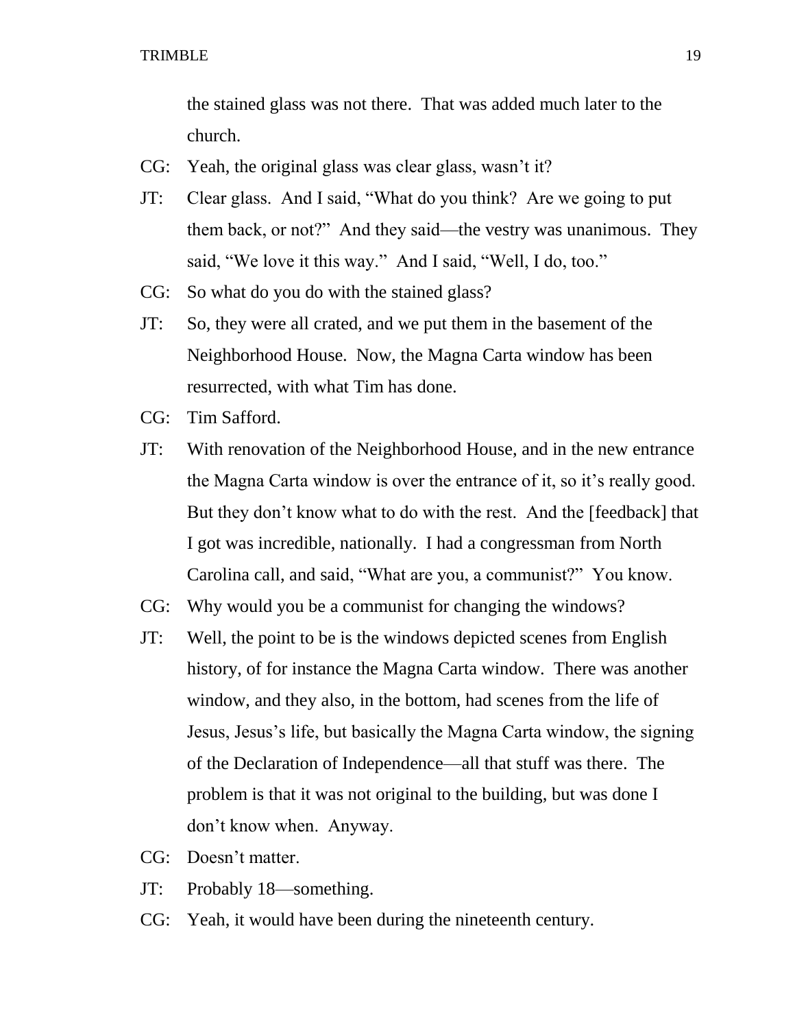the stained glass was not there. That was added much later to the church.

CG: Yeah, the original glass was clear glass, wasn't it?

JT: Clear glass. And I said, "What do you think? Are we going to put them back, or not?" And they said—the vestry was unanimous. They said, "We love it this way." And I said, "Well, I do, too."

CG: So what do you do with the stained glass?

JT: So, they were all crated, and we put them in the basement of the Neighborhood House. Now, the Magna Carta window has been resurrected, with what Tim has done.

CG: Tim Safford.

JT: With renovation of the Neighborhood House, and in the new entrance the Magna Carta window is over the entrance of it, so it's really good. But they don't know what to do with the rest. And the [feedback] that I got was incredible, nationally. I had a congressman from North Carolina call, and said, "What are you, a communist?" You know.

CG: Why would you be a communist for changing the windows?

JT: Well, the point to be is the windows depicted scenes from English history, of for instance the Magna Carta window. There was another window, and they also, in the bottom, had scenes from the life of Jesus, Jesus's life, but basically the Magna Carta window, the signing of the Declaration of Independence—all that stuff was there. The problem is that it was not original to the building, but was done I don't know when. Anyway.

CG: Doesn't matter.

JT: Probably 18—something.

CG: Yeah, it would have been during the nineteenth century.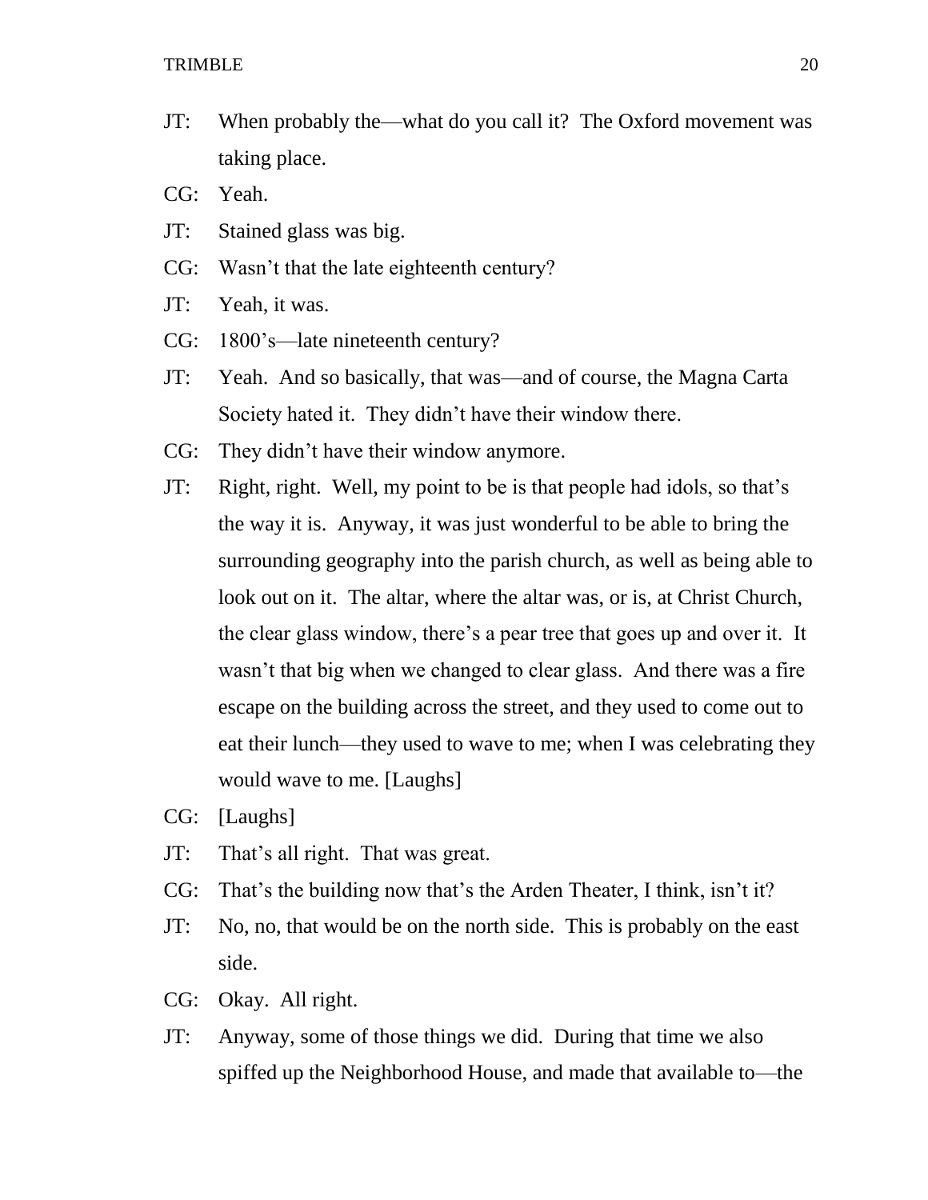JT: When probably the—what do you call it? The Oxford movement was taking place.

CG: Yeah.

JT: Stained glass was big.

CG: Wasn't that the late eighteenth century?

JT: Yeah, it was.

CG: 1800's—late nineteenth century?

JT: Yeah. And so basically, that was—and of course, the Magna Carta Society hated it. They didn't have their window there.

CG: They didn't have their window anymore.

JT: Right, right. Well, my point to be is that people had idols, so that's the way it is. Anyway, it was just wonderful to be able to bring the surrounding geography into the parish church, as well as being able to look out on it. The altar, where the altar was, or is, at Christ Church, the clear glass window, there's a pear tree that goes up and over it. It wasn't that big when we changed to clear glass. And there was a fire escape on the building across the street, and they used to come out to eat their lunch—they used to wave to me; when I was celebrating they would wave to me. [Laughs]

CG: [Laughs]

JT: That's all right. That was great.

CG: That's the building now that's the Arden Theater, I think, isn't it?

JT: No, no, that would be on the north side. This is probably on the east side.

CG: Okay. All right.

JT: Anyway, some of those things we did. During that time we also spiffed up the Neighborhood House, and made that available to—the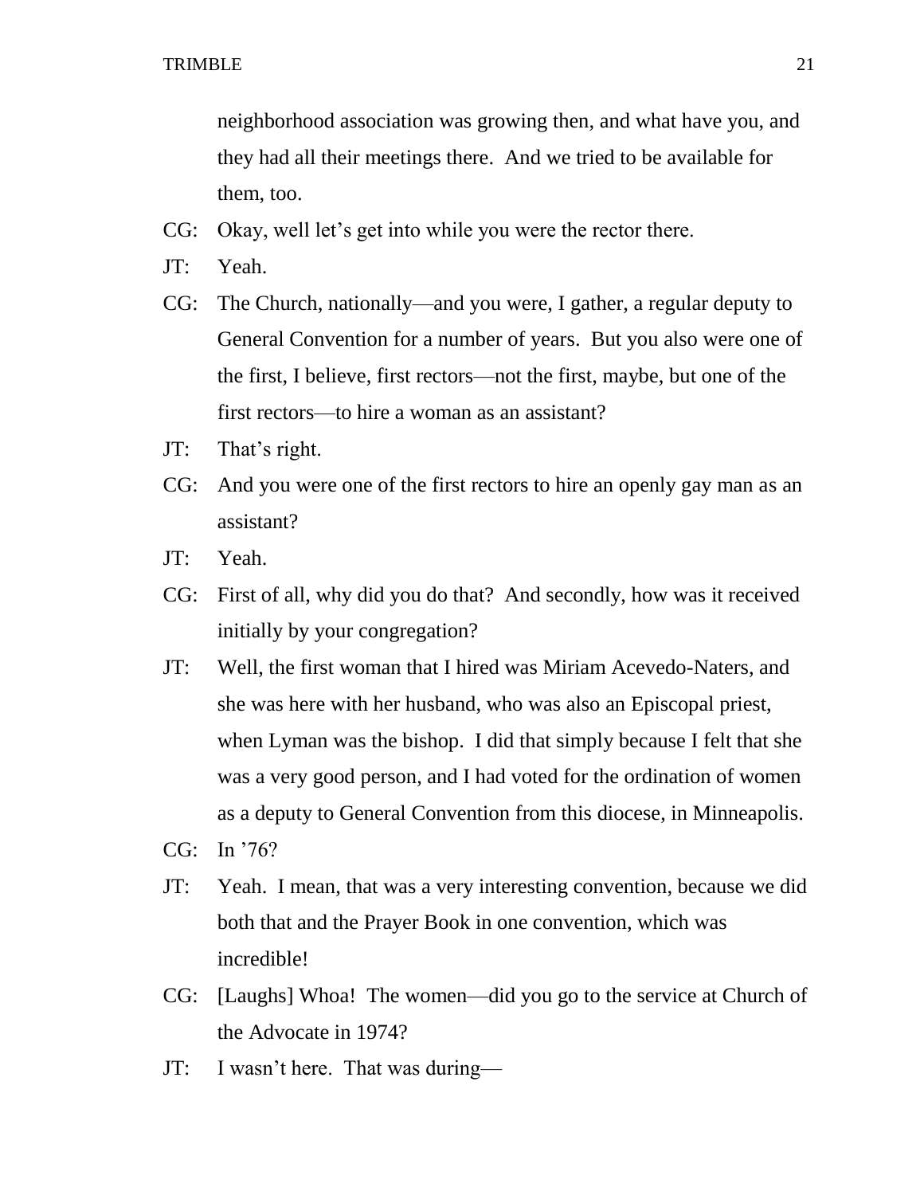neighborhood association was growing then, and what have you, and they had all their meetings there. And we tried to be available for them, too.

CG: Okay, well let's get into while you were the rector there.

JT: Yeah.

CG: The Church, nationally—and you were, I gather, a regular deputy to General Convention for a number of years. But you also were one of the first, I believe, first rectors—not the first, maybe, but one of the first rectors—to hire a woman as an assistant?

JT: That's right.

CG: And you were one of the first rectors to hire an openly gay man as an assistant?

JT: Yeah.

CG: First of all, why did you do that? And secondly, how was it received initially by your congregation?

JT: Well, the first woman that I hired was Miriam Acevedo-Naters, and she was here with her husband, who was also an Episcopal priest, when Lyman was the bishop. I did that simply because I felt that she was a very good person, and I had voted for the ordination of women as a deputy to General Convention from this diocese, in Minneapolis.

CG: In '76?

JT: Yeah. I mean, that was a very interesting convention, because we did both that and the Prayer Book in one convention, which was incredible!

CG: [Laughs] Whoa! The women—did you go to the service at Church of the Advocate in 1974?

JT: I wasn't here. That was during—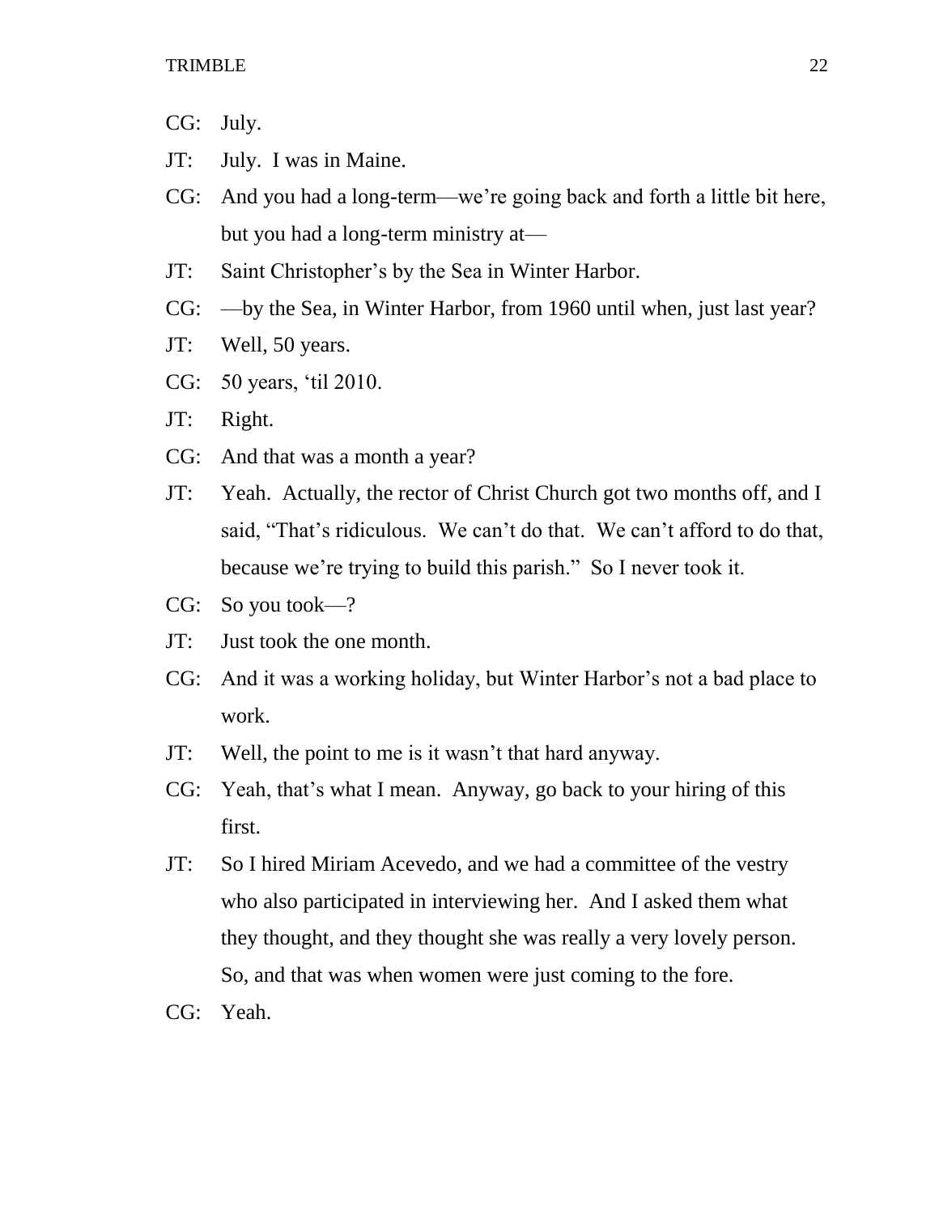CG: July.

JT: July. I was in Maine.

CG: And you had a long-term—we're going back and forth a little bit here, but you had a long-term ministry at—

JT: Saint Christopher's by the Sea in Winter Harbor.

CG: —by the Sea, in Winter Harbor, from 1960 until when, just last year?

JT: Well, 50 years.

CG: 50 years, 'til 2010.

JT: Right.

CG: And that was a month a year?

JT: Yeah. Actually, the rector of Christ Church got two months off, and I said, "That's ridiculous. We can't do that. We can't afford to do that, because we're trying to build this parish." So I never took it.

CG: So you took—?

JT: Just took the one month.

CG: And it was a working holiday, but Winter Harbor's not a bad place to work.

JT: Well, the point to me is it wasn't that hard anyway.

CG: Yeah, that's what I mean. Anyway, go back to your hiring of this first.

JT: So I hired Miriam Acevedo, and we had a committee of the vestry who also participated in interviewing her. And I asked them what they thought, and they thought she was really a very lovely person. So, and that was when women were just coming to the fore.

CG: Yeah.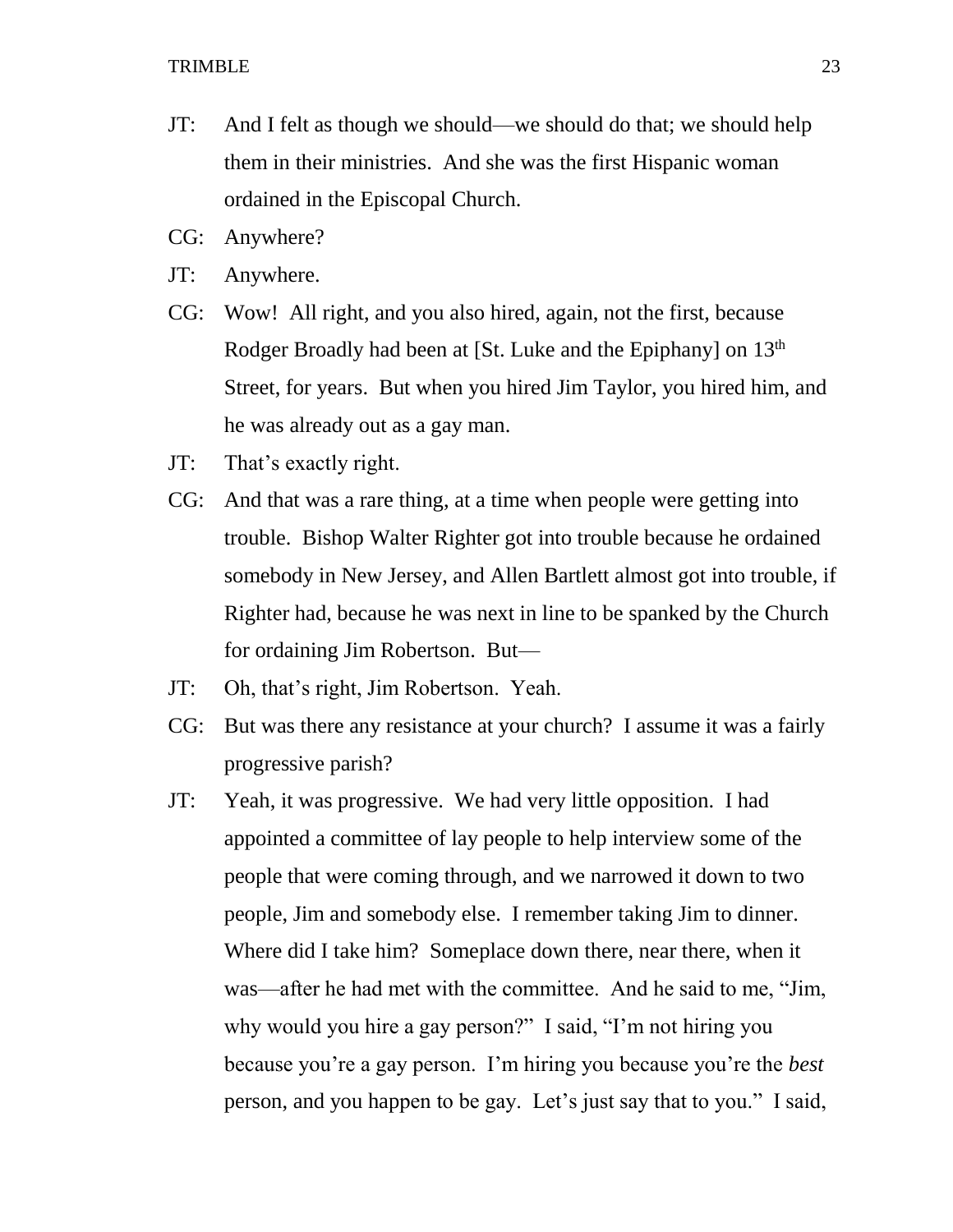JT: And I felt as though we should—we should do that; we should help them in their ministries. And she was the first Hispanic woman ordained in the Episcopal Church.

CG: Anywhere?

JT: Anywhere.

CG: Wow! All right, and you also hired, again, not the first, because Rodger Broadly had been at [St. Luke and the Epiphany] on 13th Street, for years. But when you hired Jim Taylor, you hired him, and he was already out as a gay man.

JT: That's exactly right.

CG: And that was a rare thing, at a time when people were getting into trouble. Bishop Walter Righter got into trouble because he ordained somebody in New Jersey, and Allen Bartlett almost got into trouble, if Righter had, because he was next in line to be spanked by the Church for ordaining Jim Robertson. But—

JT: Oh, that's right, Jim Robertson. Yeah.

CG: But was there any resistance at your church? I assume it was a fairly progressive parish?

JT: Yeah, it was progressive. We had very little opposition. I had appointed a committee of lay people to help interview some of the people that were coming through, and we narrowed it down to two people, Jim and somebody else. I remember taking Jim to dinner. Where did I take him? Someplace down there, near there, when it was—after he had met with the committee. And he said to me, "Jim, why would you hire a gay person?" I said, "I'm not hiring you because you're a gay person. I'm hiring you because you're the *best* person, and you happen to be gay. Let's just say that to you." I said,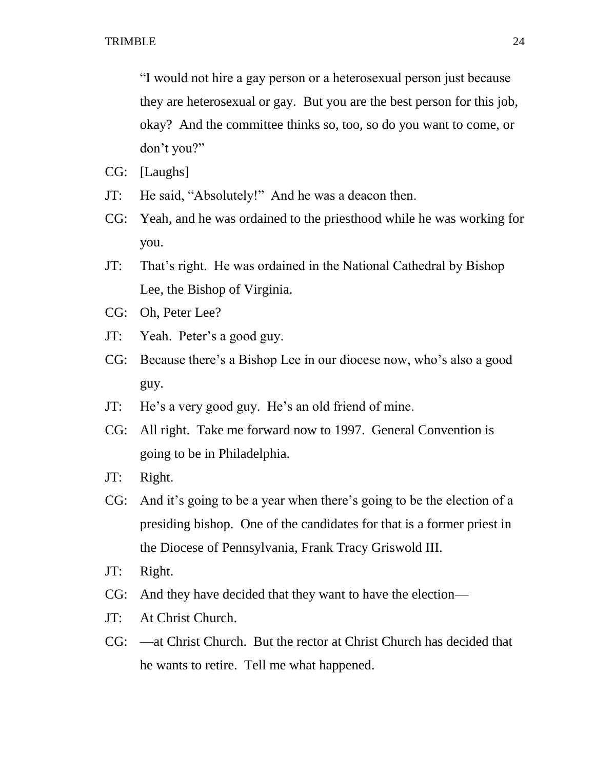"I would not hire a gay person or a heterosexual person just because they are heterosexual or gay. But you are the best person for this job, okay? And the committee thinks so, too, so do you want to come, or don't you?"

CG: [Laughs]

JT: He said, "Absolutely!" And he was a deacon then.

CG: Yeah, and he was ordained to the priesthood while he was working for you.

JT: That's right. He was ordained in the National Cathedral by Bishop Lee, the Bishop of Virginia.

CG: Oh, Peter Lee?

JT: Yeah. Peter's a good guy.

CG: Because there's a Bishop Lee in our diocese now, who's also a good guy.

JT: He's a very good guy. He's an old friend of mine.

CG: All right. Take me forward now to 1997. General Convention is going to be in Philadelphia.

JT: Right.

CG: And it's going to be a year when there's going to be the election of a presiding bishop. One of the candidates for that is a former priest in the Diocese of Pennsylvania, Frank Tracy Griswold III.

JT: Right.

CG: And they have decided that they want to have the election—

JT: At Christ Church.

CG: —at Christ Church. But the rector at Christ Church has decided that he wants to retire. Tell me what happened.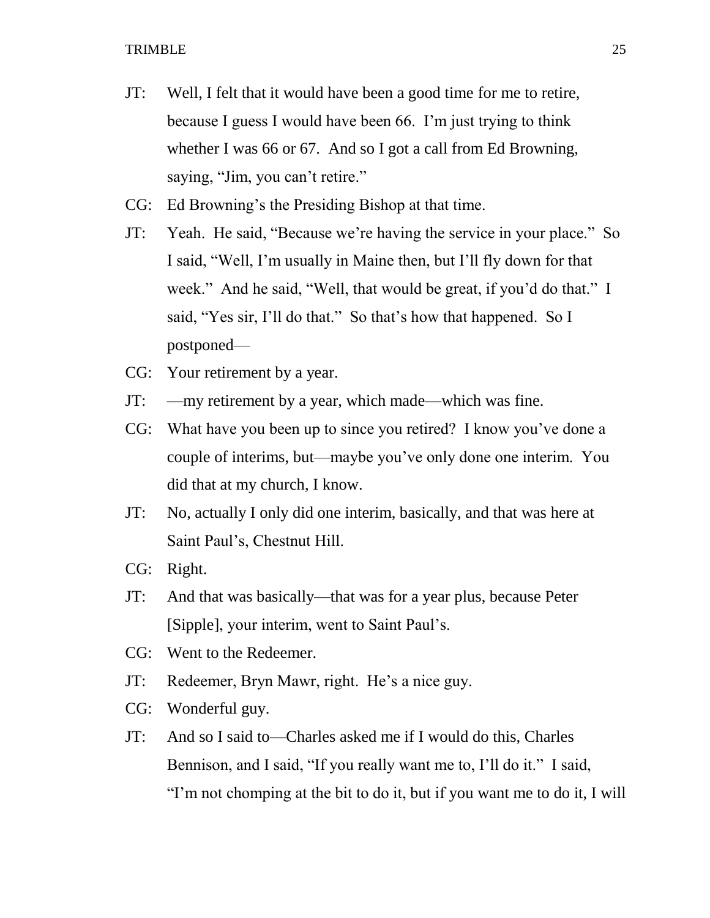JT: Well, I felt that it would have been a good time for me to retire, because I guess I would have been 66. I'm just trying to think whether I was 66 or 67. And so I got a call from Ed Browning, saying, "Jim, you can't retire."

CG: Ed Browning's the Presiding Bishop at that time.

JT: Yeah. He said, "Because we're having the service in your place." So I said, "Well, I'm usually in Maine then, but I'll fly down for that week." And he said, "Well, that would be great, if you'd do that." I said, "Yes sir, I'll do that." So that's how that happened. So I postponed—

CG: Your retirement by a year.

JT: —my retirement by a year, which made—which was fine.

CG: What have you been up to since you retired? I know you've done a couple of interims, but—maybe you've only done one interim. You did that at my church, I know.

JT: No, actually I only did one interim, basically, and that was here at Saint Paul's, Chestnut Hill.

CG: Right.

JT: And that was basically—that was for a year plus, because Peter [Sipple], your interim, went to Saint Paul's.

CG: Went to the Redeemer.

JT: Redeemer, Bryn Mawr, right. He's a nice guy.

CG: Wonderful guy.

JT: And so I said to—Charles asked me if I would do this, Charles Bennison, and I said, "If you really want me to, I'll do it." I said, "I'm not chomping at the bit to do it, but if you want me to do it, I will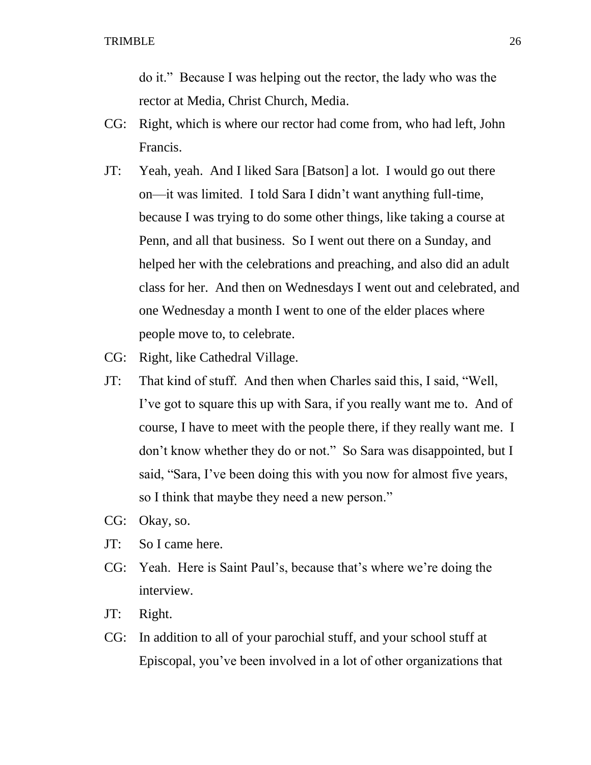do it." Because I was helping out the rector, the lady who was the rector at Media, Christ Church, Media.

CG: Right, which is where our rector had come from, who had left, John Francis.

JT: Yeah, yeah. And I liked Sara [Batson] a lot. I would go out there on—it was limited. I told Sara I didn't want anything full-time, because I was trying to do some other things, like taking a course at Penn, and all that business. So I went out there on a Sunday, and helped her with the celebrations and preaching, and also did an adult class for her. And then on Wednesdays I went out and celebrated, and one Wednesday a month I went to one of the elder places where people move to, to celebrate.

CG: Right, like Cathedral Village.

JT: That kind of stuff. And then when Charles said this, I said, "Well, I've got to square this up with Sara, if you really want me to. And of course, I have to meet with the people there, if they really want me. I don't know whether they do or not." So Sara was disappointed, but I said, "Sara, I've been doing this with you now for almost five years, so I think that maybe they need a new person."

CG: Okay, so.

JT: So I came here.

CG: Yeah. Here is Saint Paul's, because that's where we're doing the interview.

JT: Right.

CG: In addition to all of your parochial stuff, and your school stuff at Episcopal, you've been involved in a lot of other organizations that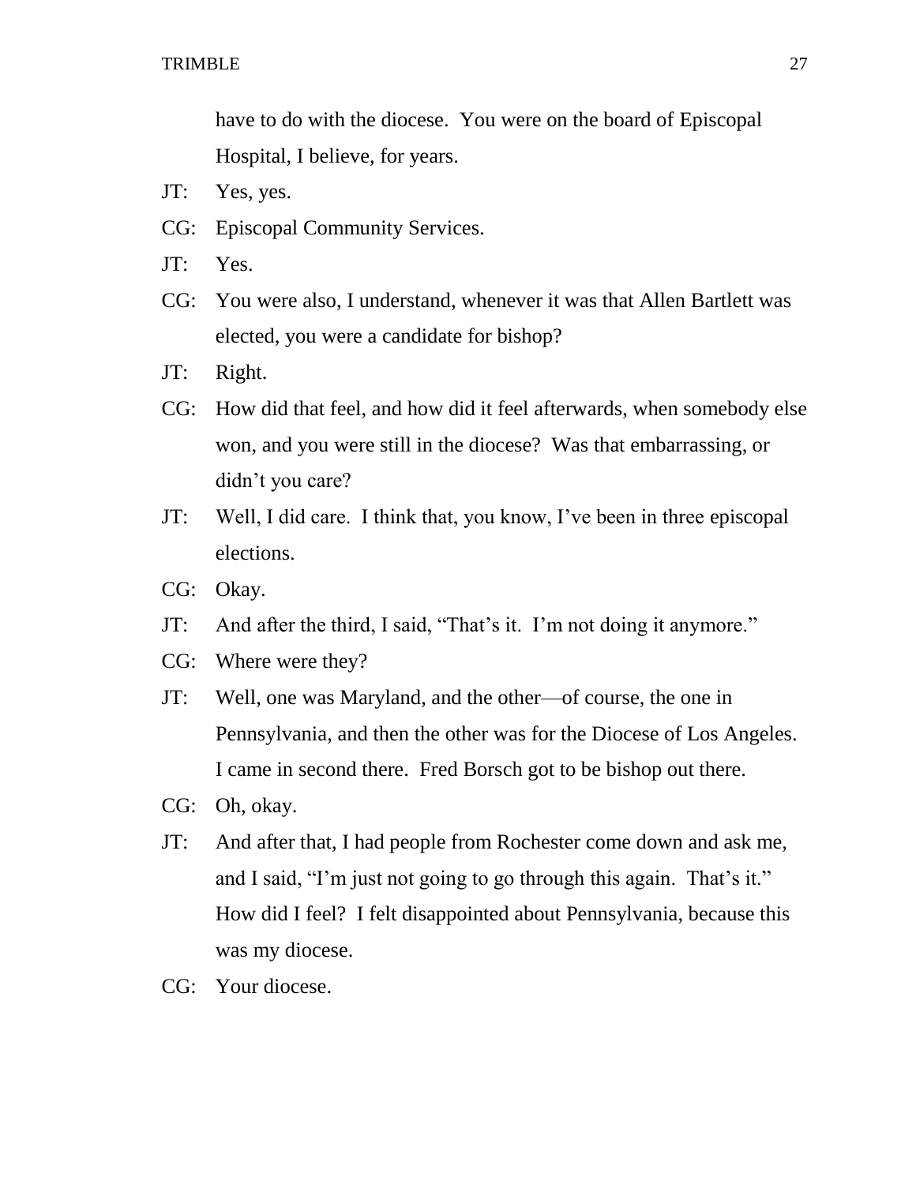have to do with the diocese. You were on the board of Episcopal Hospital, I believe, for years.

JT: Yes, yes.

CG: Episcopal Community Services.

JT: Yes.

CG: You were also, I understand, whenever it was that Allen Bartlett was elected, you were a candidate for bishop?

JT: Right.

CG: How did that feel, and how did it feel afterwards, when somebody else won, and you were still in the diocese? Was that embarrassing, or didn't you care?

JT: Well, I did care. I think that, you know, I've been in three episcopal elections.

CG: Okay.

JT: And after the third, I said, "That's it. I'm not doing it anymore."

CG: Where were they?

JT: Well, one was Maryland, and the other—of course, the one in Pennsylvania, and then the other was for the Diocese of Los Angeles. I came in second there. Fred Borsch got to be bishop out there.

CG: Oh, okay.

JT: And after that, I had people from Rochester come down and ask me, and I said, "I'm just not going to go through this again. That's it." How did I feel? I felt disappointed about Pennsylvania, because this was my diocese.

CG: Your diocese.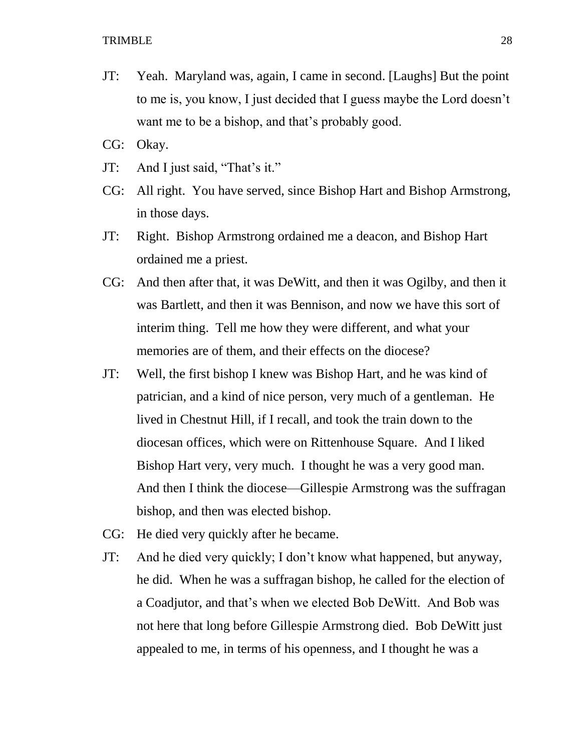JT: Yeah. Maryland was, again, I came in second. [Laughs] But the point to me is, you know, I just decided that I guess maybe the Lord doesn't want me to be a bishop, and that's probably good.

CG: Okay.

JT: And I just said, "That's it."

CG: All right. You have served, since Bishop Hart and Bishop Armstrong, in those days.

JT: Right. Bishop Armstrong ordained me a deacon, and Bishop Hart ordained me a priest.

CG: And then after that, it was DeWitt, and then it was Ogilby, and then it was Bartlett, and then it was Bennison, and now we have this sort of interim thing. Tell me how they were different, and what your memories are of them, and their effects on the diocese?

JT: Well, the first bishop I knew was Bishop Hart, and he was kind of patrician, and a kind of nice person, very much of a gentleman. He lived in Chestnut Hill, if I recall, and took the train down to the diocesan offices, which were on Rittenhouse Square. And I liked Bishop Hart very, very much. I thought he was a very good man. And then I think the diocese—Gillespie Armstrong was the suffragan bishop, and then was elected bishop.

CG: He died very quickly after he became.

JT: And he died very quickly; I don't know what happened, but anyway, he did. When he was a suffragan bishop, he called for the election of a Coadjutor, and that's when we elected Bob DeWitt. And Bob was not here that long before Gillespie Armstrong died. Bob DeWitt just appealed to me, in terms of his openness, and I thought he was a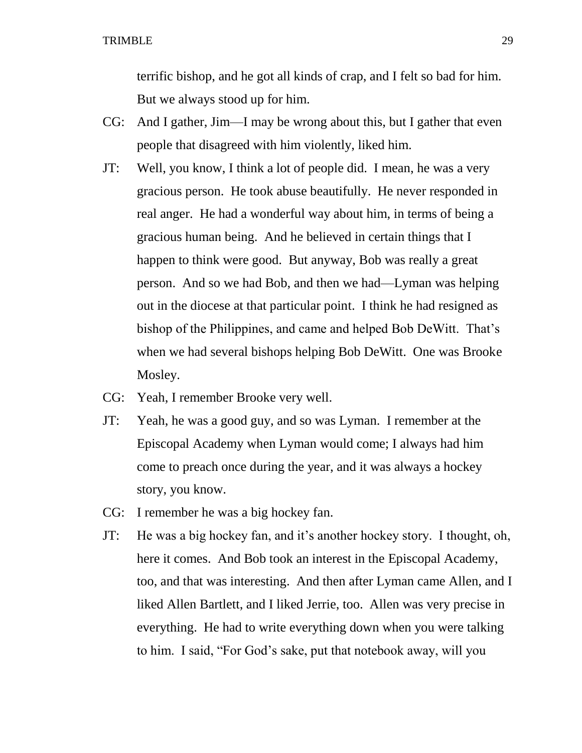terrific bishop, and he got all kinds of crap, and I felt so bad for him. But we always stood up for him.

CG: And I gather, Jim—I may be wrong about this, but I gather that even people that disagreed with him violently, liked him.

JT: Well, you know, I think a lot of people did. I mean, he was a very gracious person. He took abuse beautifully. He never responded in real anger. He had a wonderful way about him, in terms of being a gracious human being. And he believed in certain things that I happen to think were good. But anyway, Bob was really a great person. And so we had Bob, and then we had—Lyman was helping out in the diocese at that particular point. I think he had resigned as bishop of the Philippines, and came and helped Bob DeWitt. That's when we had several bishops helping Bob DeWitt. One was Brooke Mosley.

CG: Yeah, I remember Brooke very well.

JT: Yeah, he was a good guy, and so was Lyman. I remember at the Episcopal Academy when Lyman would come; I always had him come to preach once during the year, and it was always a hockey story, you know.

CG: I remember he was a big hockey fan.

JT: He was a big hockey fan, and it's another hockey story. I thought, oh, here it comes. And Bob took an interest in the Episcopal Academy, too, and that was interesting. And then after Lyman came Allen, and I liked Allen Bartlett, and I liked Jerrie, too. Allen was very precise in everything. He had to write everything down when you were talking to him. I said, "For God's sake, put that notebook away, will you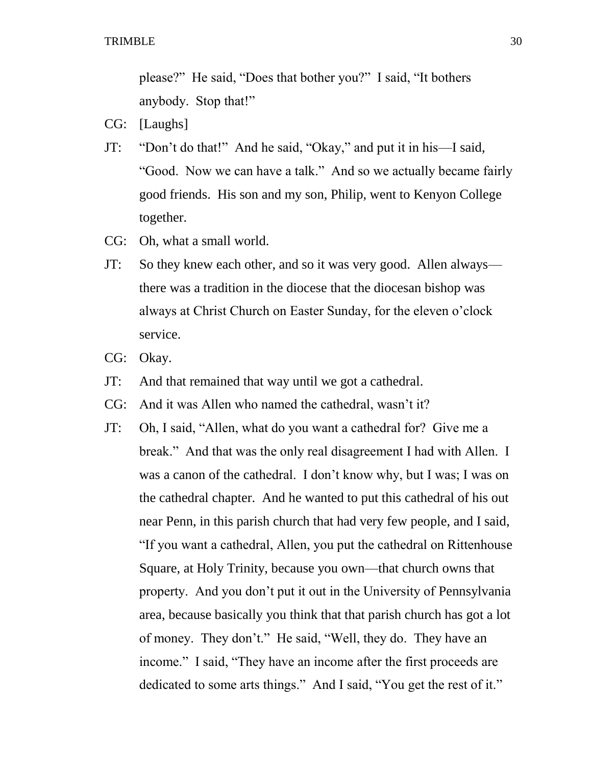please?" He said, "Does that bother you?" I said, "It bothers anybody. Stop that!"

CG: [Laughs]

JT: "Don't do that!" And he said, "Okay," and put it in his—I said, "Good. Now we can have a talk." And so we actually became fairly good friends. His son and my son, Philip, went to Kenyon College together.

CG: Oh, what a small world.

JT: So they knew each other, and so it was very good. Allen always—there was a tradition in the diocese that the diocesan bishop was always at Christ Church on Easter Sunday, for the eleven o'clock service.

CG: Okay.

JT: And that remained that way until we got a cathedral.

CG: And it was Allen who named the cathedral, wasn't it?

JT: Oh, I said, "Allen, what do you want a cathedral for? Give me a break." And that was the only real disagreement I had with Allen. I was a canon of the cathedral. I don't know why, but I was; I was on the cathedral chapter. And he wanted to put this cathedral of his out near Penn, in this parish church that had very few people, and I said, "If you want a cathedral, Allen, you put the cathedral on Rittenhouse Square, at Holy Trinity, because you own—that church owns that property. And you don't put it out in the University of Pennsylvania area, because basically you think that that parish church has got a lot of money. They don't." He said, "Well, they do. They have an income." I said, "They have an income after the first proceeds are dedicated to some arts things." And I said, "You get the rest of it."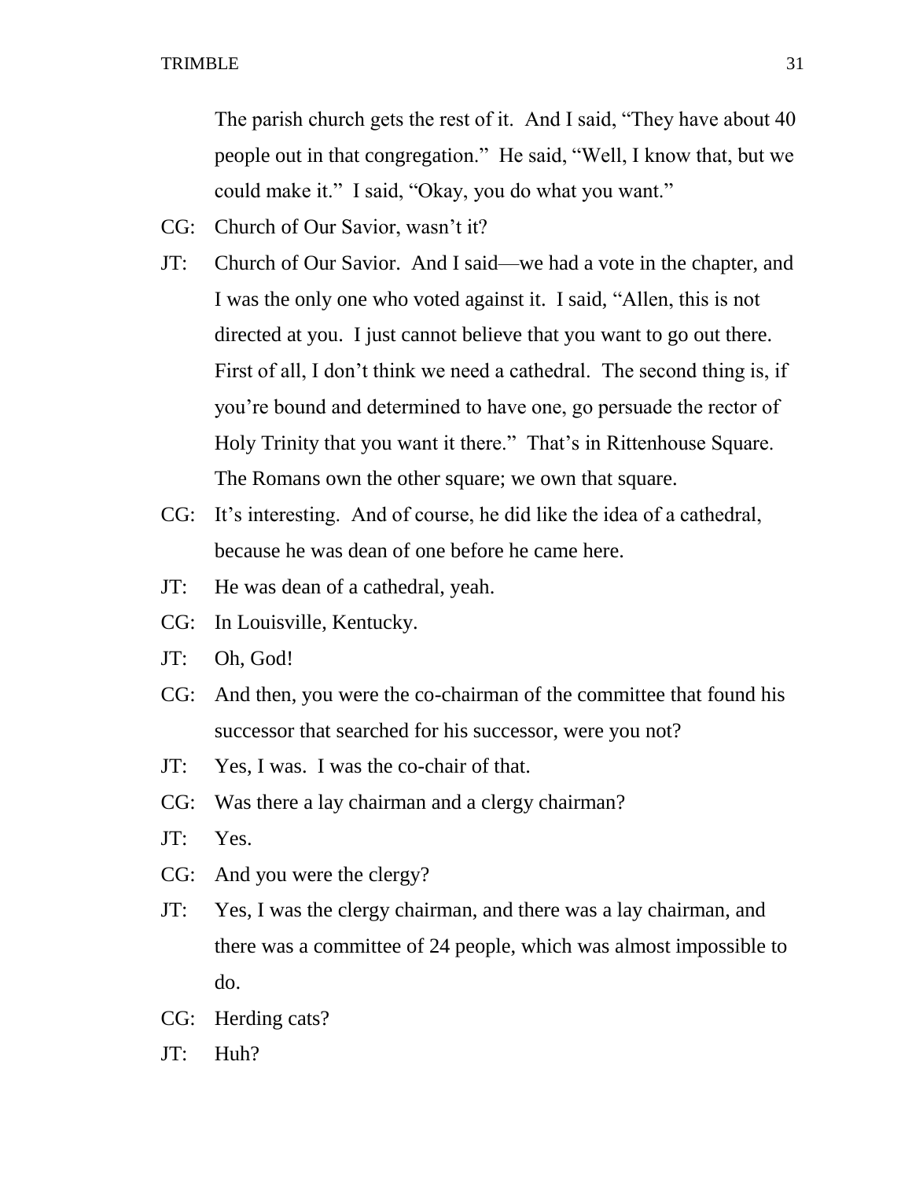The parish church gets the rest of it. And I said, "They have about 40 people out in that congregation." He said, "Well, I know that, but we could make it." I said, "Okay, you do what you want."

CG: Church of Our Savior, wasn't it?

JT: Church of Our Savior. And I said—we had a vote in the chapter, and I was the only one who voted against it. I said, "Allen, this is not directed at you. I just cannot believe that you want to go out there. First of all, I don't think we need a cathedral. The second thing is, if you're bound and determined to have one, go persuade the rector of Holy Trinity that you want it there." That's in Rittenhouse Square. The Romans own the other square; we own that square.

CG: It's interesting. And of course, he did like the idea of a cathedral, because he was dean of one before he came here.

JT: He was dean of a cathedral, yeah.

CG: In Louisville, Kentucky.

JT: Oh, God!

CG: And then, you were the co-chairman of the committee that found his successor that searched for his successor, were you not?

JT: Yes, I was. I was the co-chair of that.

CG: Was there a lay chairman and a clergy chairman?

JT: Yes.

CG: And you were the clergy?

JT: Yes, I was the clergy chairman, and there was a lay chairman, and there was a committee of 24 people, which was almost impossible to do.

CG: Herding cats?

JT: Huh?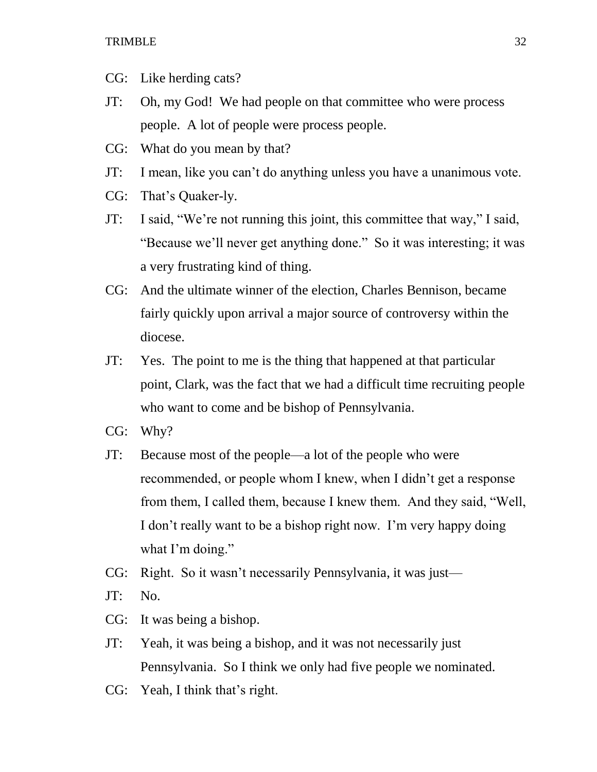CG: Like herding cats?

JT: Oh, my God! We had people on that committee who were process people. A lot of people were process people.

CG: What do you mean by that?

JT: I mean, like you can't do anything unless you have a unanimous vote.

CG: That's Quaker-ly.

JT: I said, "We're not running this joint, this committee that way," I said, "Because we'll never get anything done." So it was interesting; it was a very frustrating kind of thing.

CG: And the ultimate winner of the election, Charles Bennison, became fairly quickly upon arrival a major source of controversy within the diocese.

JT: Yes. The point to me is the thing that happened at that particular point, Clark, was the fact that we had a difficult time recruiting people who want to come and be bishop of Pennsylvania.

CG: Why?

JT: Because most of the people—a lot of the people who were recommended, or people whom I knew, when I didn't get a response from them, I called them, because I knew them. And they said, "Well, I don't really want to be a bishop right now. I'm very happy doing what I'm doing."

CG: Right. So it wasn't necessarily Pennsylvania, it was just—

JT: No.

CG: It was being a bishop.

JT: Yeah, it was being a bishop, and it was not necessarily just Pennsylvania. So I think we only had five people we nominated.

CG: Yeah, I think that's right.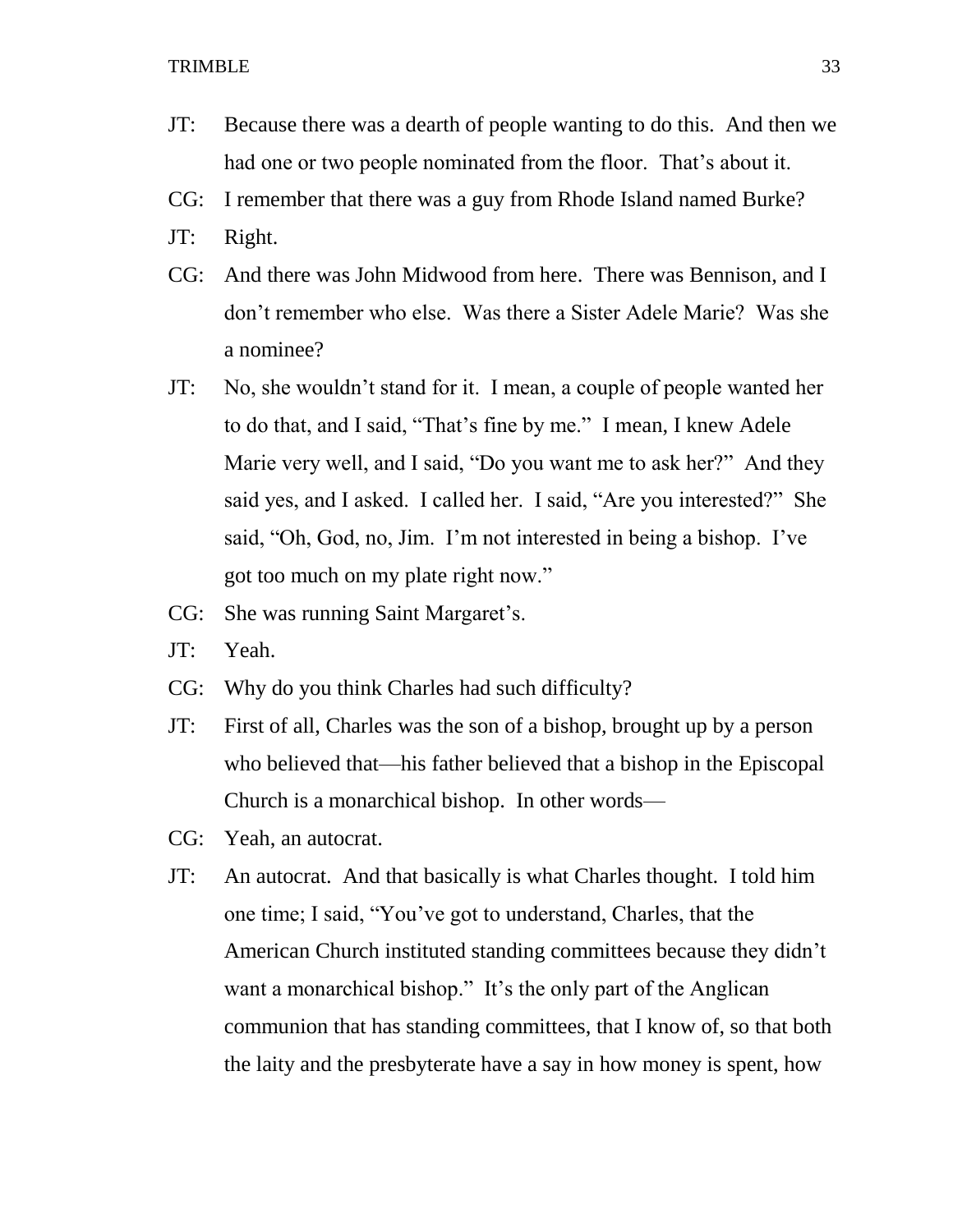JT: Because there was a dearth of people wanting to do this. And then we had one or two people nominated from the floor. That's about it.

CG: I remember that there was a guy from Rhode Island named Burke?

JT: Right.

CG: And there was John Midwood from here. There was Bennison, and I don't remember who else. Was there a Sister Adele Marie? Was she a nominee?

JT: No, she wouldn't stand for it. I mean, a couple of people wanted her to do that, and I said, "That's fine by me." I mean, I knew Adele Marie very well, and I said, "Do you want me to ask her?" And they said yes, and I asked. I called her. I said, "Are you interested?" She said, "Oh, God, no, Jim. I'm not interested in being a bishop. I've got too much on my plate right now."

CG: She was running Saint Margaret's.

JT: Yeah.

CG: Why do you think Charles had such difficulty?

JT: First of all, Charles was the son of a bishop, brought up by a person who believed that—his father believed that a bishop in the Episcopal Church is a monarchical bishop. In other words—

CG: Yeah, an autocrat.

JT: An autocrat. And that basically is what Charles thought. I told him one time; I said, "You've got to understand, Charles, that the American Church instituted standing committees because they didn't want a monarchical bishop." It's the only part of the Anglican communion that has standing committees, that I know of, so that both the laity and the presbyterate have a say in how money is spent, how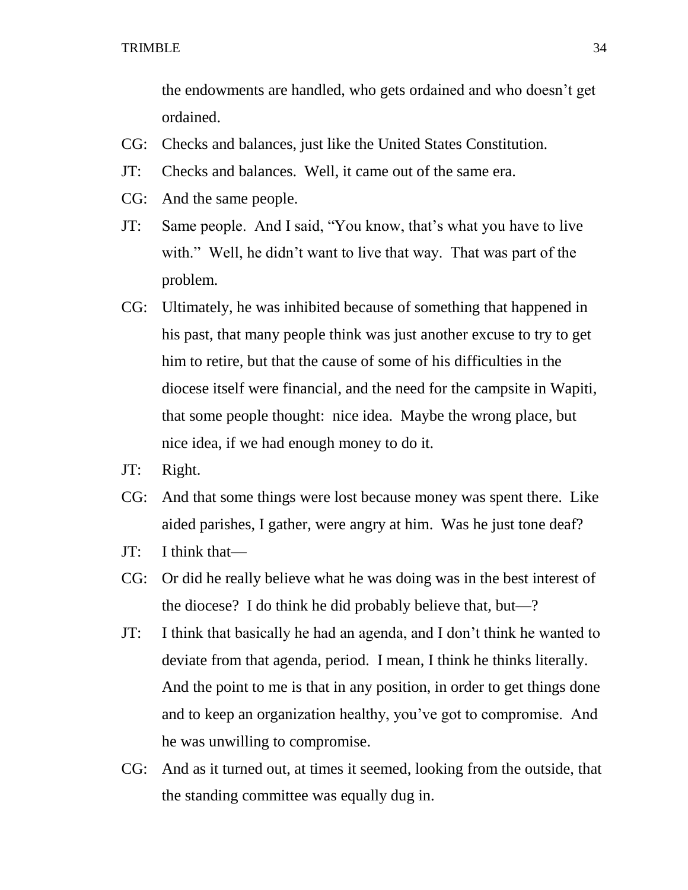the endowments are handled, who gets ordained and who doesn't get ordained.

CG: Checks and balances, just like the United States Constitution.

JT: Checks and balances. Well, it came out of the same era.

CG: And the same people.

JT: Same people. And I said, "You know, that's what you have to live with." Well, he didn't want to live that way. That was part of the problem.

CG: Ultimately, he was inhibited because of something that happened in his past, that many people think was just another excuse to try to get him to retire, but that the cause of some of his difficulties in the diocese itself were financial, and the need for the campsite in Wapiti, that some people thought: nice idea. Maybe the wrong place, but nice idea, if we had enough money to do it.

JT: Right.

CG: And that some things were lost because money was spent there. Like aided parishes, I gather, were angry at him. Was he just tone deaf?

JT: I think that—

CG: Or did he really believe what he was doing was in the best interest of the diocese? I do think he did probably believe that, but—?

JT: I think that basically he had an agenda, and I don't think he wanted to deviate from that agenda, period. I mean, I think he thinks literally. And the point to me is that in any position, in order to get things done and to keep an organization healthy, you've got to compromise. And he was unwilling to compromise.

CG: And as it turned out, at times it seemed, looking from the outside, that the standing committee was equally dug in.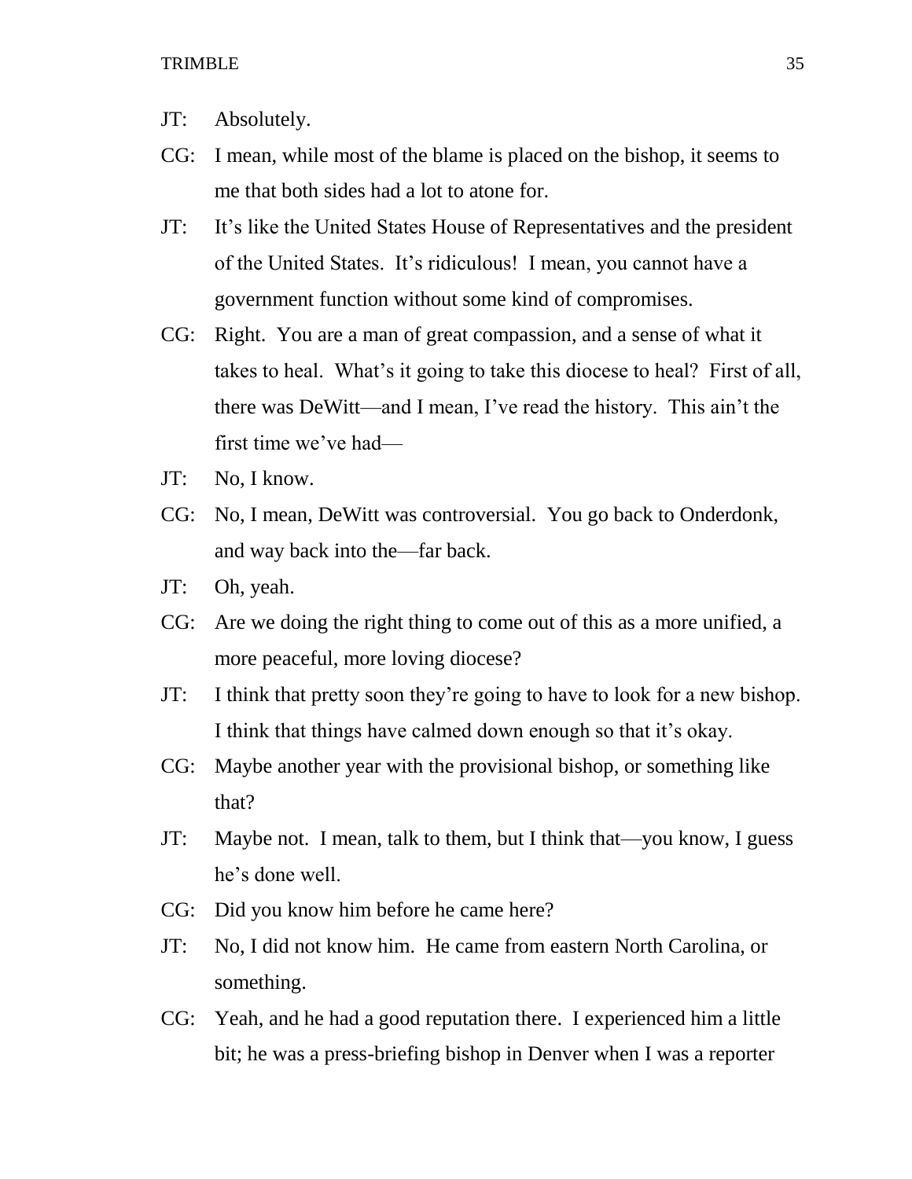JT: Absolutely.

CG: I mean, while most of the blame is placed on the bishop, it seems to me that both sides had a lot to atone for.

JT: It's like the United States House of Representatives and the president of the United States. It's ridiculous! I mean, you cannot have a government function without some kind of compromises.

CG: Right. You are a man of great compassion, and a sense of what it takes to heal. What's it going to take this diocese to heal? First of all, there was DeWitt—and I mean, I've read the history. This ain't the first time we've had—

JT: No, I know.

CG: No, I mean, DeWitt was controversial. You go back to Onderdonk, and way back into the—far back.

JT: Oh, yeah.

CG: Are we doing the right thing to come out of this as a more unified, a more peaceful, more loving diocese?

JT: I think that pretty soon they're going to have to look for a new bishop. I think that things have calmed down enough so that it's okay.

CG: Maybe another year with the provisional bishop, or something like that?

JT: Maybe not. I mean, talk to them, but I think that—you know, I guess he's done well.

CG: Did you know him before he came here?

JT: No, I did not know him. He came from eastern North Carolina, or something.

CG: Yeah, and he had a good reputation there. I experienced him a little bit; he was a press-briefing bishop in Denver when I was a reporter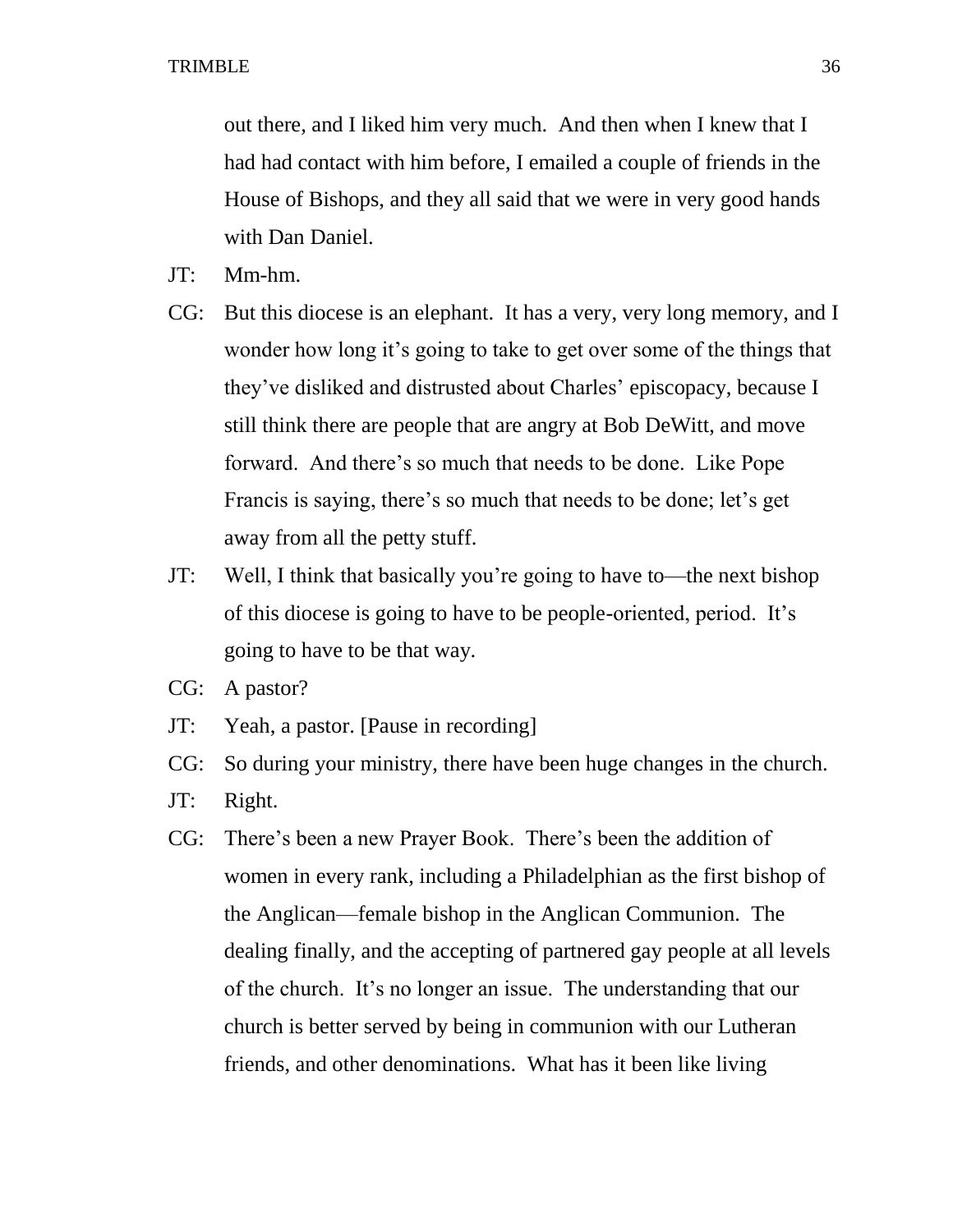out there, and I liked him very much. And then when I knew that I had had contact with him before, I emailed a couple of friends in the House of Bishops, and they all said that we were in very good hands with Dan Daniel.

JT: Mm-hm.

CG: But this diocese is an elephant. It has a very, very long memory, and I wonder how long it's going to take to get over some of the things that they've disliked and distrusted about Charles' episcopacy, because I still think there are people that are angry at Bob DeWitt, and move forward. And there's so much that needs to be done. Like Pope Francis is saying, there's so much that needs to be done; let's get away from all the petty stuff.

JT: Well, I think that basically you're going to have to—the next bishop of this diocese is going to have to be people-oriented, period. It's going to have to be that way.

CG: A pastor?

JT: Yeah, a pastor. [Pause in recording]

CG: So during your ministry, there have been huge changes in the church.

JT: Right.

CG: There's been a new Prayer Book. There's been the addition of women in every rank, including a Philadelphian as the first bishop of the Anglican—female bishop in the Anglican Communion. The dealing finally, and the accepting of partnered gay people at all levels of the church. It's no longer an issue. The understanding that our church is better served by being in communion with our Lutheran friends, and other denominations. What has it been like living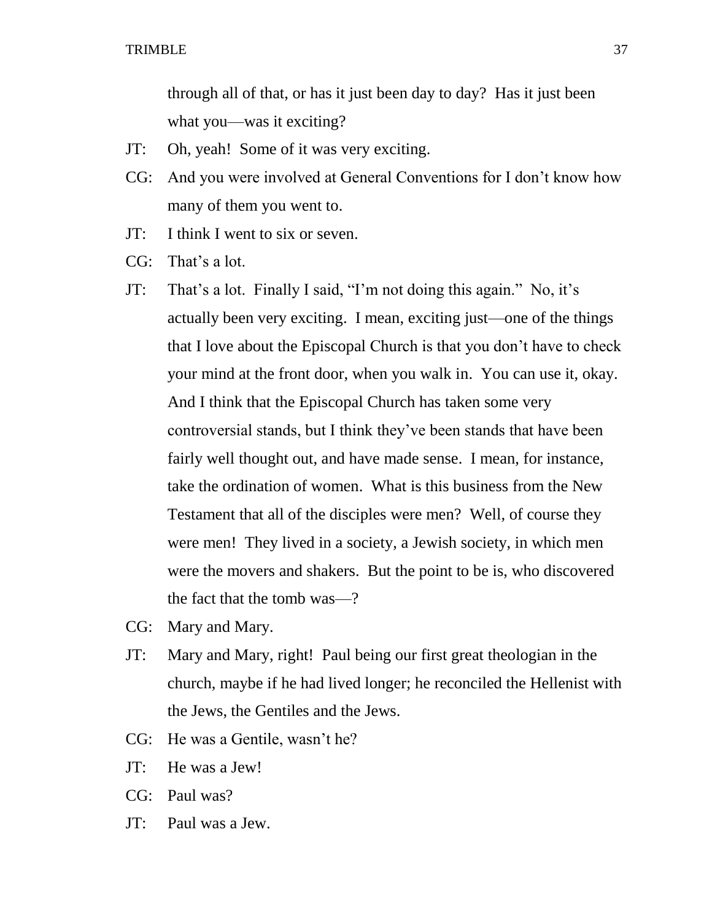through all of that, or has it just been day to day? Has it just been what you—was it exciting?

JT: Oh, yeah! Some of it was very exciting.

CG: And you were involved at General Conventions for I don't know how many of them you went to.

JT: I think I went to six or seven.

CG: That's a lot.

JT: That's a lot. Finally I said, "I'm not doing this again." No, it's actually been very exciting. I mean, exciting just—one of the things that I love about the Episcopal Church is that you don't have to check your mind at the front door, when you walk in. You can use it, okay. And I think that the Episcopal Church has taken some very controversial stands, but I think they've been stands that have been fairly well thought out, and have made sense. I mean, for instance, take the ordination of women. What is this business from the New Testament that all of the disciples were men? Well, of course they were men! They lived in a society, a Jewish society, in which men were the movers and shakers. But the point to be is, who discovered the fact that the tomb was—?

CG: Mary and Mary.

JT: Mary and Mary, right! Paul being our first great theologian in the church, maybe if he had lived longer; he reconciled the Hellenist with the Jews, the Gentiles and the Jews.

CG: He was a Gentile, wasn't he?

JT: He was a Jew!

CG: Paul was?

JT: Paul was a Jew.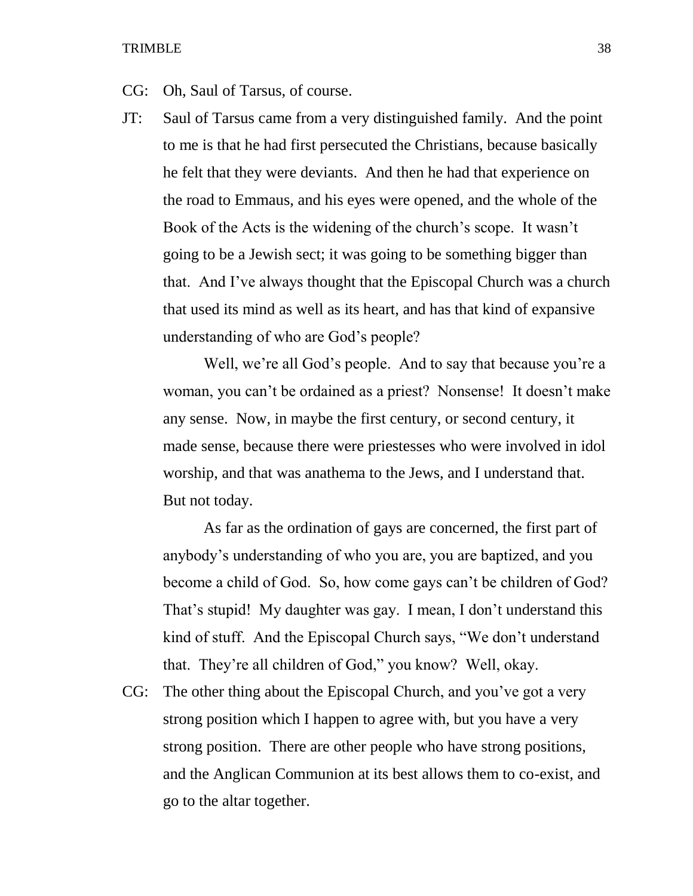CG: Oh, Saul of Tarsus, of course.

JT: Saul of Tarsus came from a very distinguished family. And the point to me is that he had first persecuted the Christians, because basically he felt that they were deviants. And then he had that experience on the road to Emmaus, and his eyes were opened, and the whole of the Book of the Acts is the widening of the church's scope. It wasn't going to be a Jewish sect; it was going to be something bigger than that. And I've always thought that the Episcopal Church was a church that used its mind as well as its heart, and has that kind of expansive understanding of who are God's people?

Well, we're all God's people. And to say that because you're a woman, you can't be ordained as a priest? Nonsense! It doesn't make any sense. Now, in maybe the first century, or second century, it made sense, because there were priestesses who were involved in idol worship, and that was anathema to the Jews, and I understand that. But not today.

As far as the ordination of gays are concerned, the first part of anybody's understanding of who you are, you are baptized, and you become a child of God. So, how come gays can't be children of God? That's stupid! My daughter was gay. I mean, I don't understand this kind of stuff. And the Episcopal Church says, "We don't understand that. They're all children of God," you know? Well, okay.

CG: The other thing about the Episcopal Church, and you've got a very strong position which I happen to agree with, but you have a very strong position. There are other people who have strong positions, and the Anglican Communion at its best allows them to co-exist, and go to the altar together.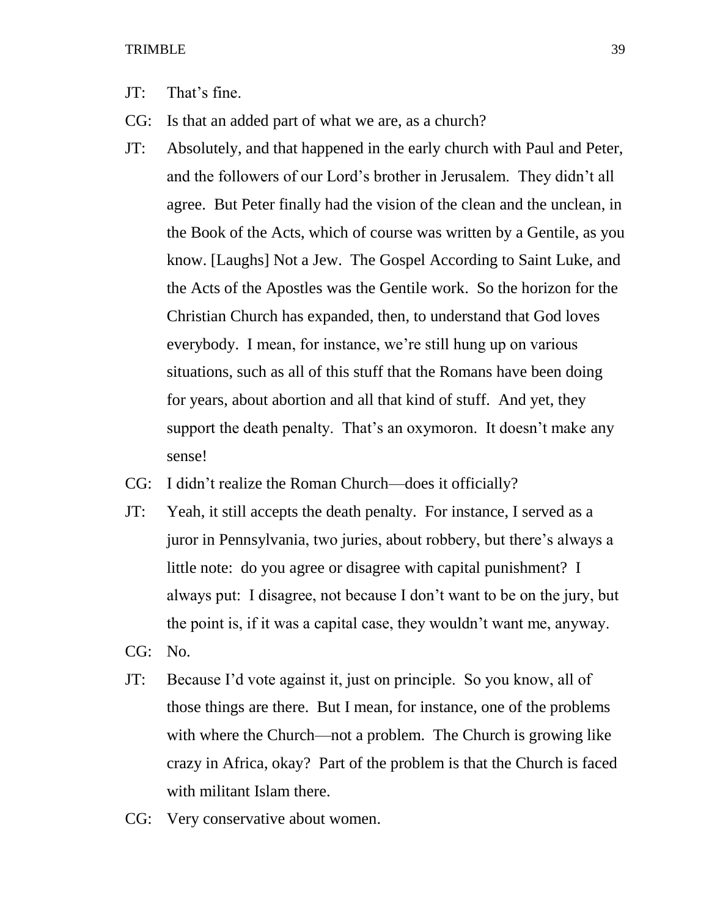JT: That's fine.

CG: Is that an added part of what we are, as a church?

JT: Absolutely, and that happened in the early church with Paul and Peter, and the followers of our Lord's brother in Jerusalem. They didn't all agree. But Peter finally had the vision of the clean and the unclean, in the Book of the Acts, which of course was written by a Gentile, as you know. [Laughs] Not a Jew. The Gospel According to Saint Luke, and the Acts of the Apostles was the Gentile work. So the horizon for the Christian Church has expanded, then, to understand that God loves everybody. I mean, for instance, we're still hung up on various situations, such as all of this stuff that the Romans have been doing for years, about abortion and all that kind of stuff. And yet, they support the death penalty. That's an oxymoron. It doesn't make any sense!

CG: I didn't realize the Roman Church—does it officially?

JT: Yeah, it still accepts the death penalty. For instance, I served as a juror in Pennsylvania, two juries, about robbery, but there's always a little note: do you agree or disagree with capital punishment? I always put: I disagree, not because I don't want to be on the jury, but the point is, if it was a capital case, they wouldn't want me, anyway.

CG: No.

JT: Because I'd vote against it, just on principle. So you know, all of those things are there. But I mean, for instance, one of the problems with where the Church—not a problem. The Church is growing like crazy in Africa, okay? Part of the problem is that the Church is faced with militant Islam there.

CG: Very conservative about women.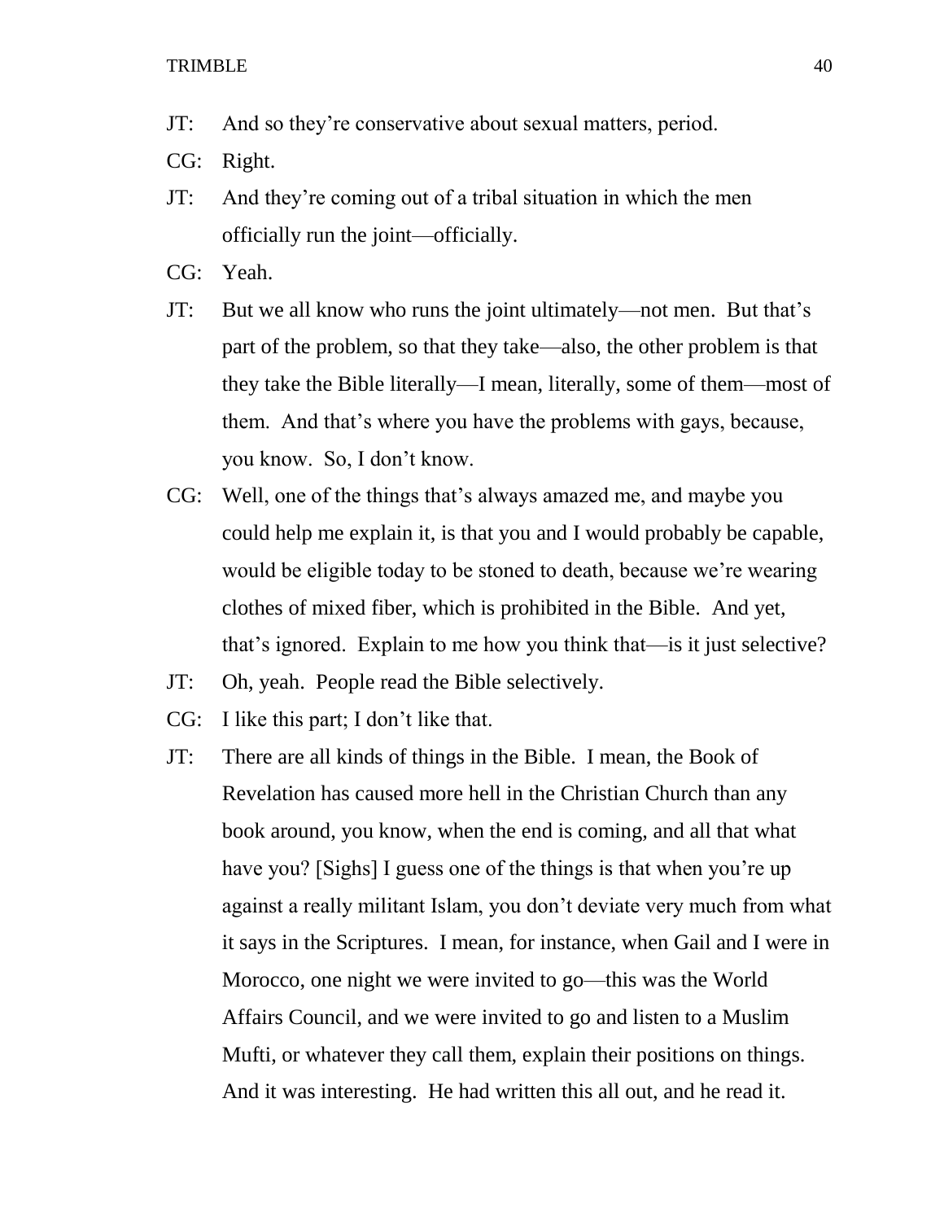JT: And so they're conservative about sexual matters, period.

CG: Right.

JT: And they're coming out of a tribal situation in which the men officially run the joint—officially.

CG: Yeah.

JT: But we all know who runs the joint ultimately—not men. But that's part of the problem, so that they take—also, the other problem is that they take the Bible literally—I mean, literally, some of them—most of them. And that's where you have the problems with gays, because, you know. So, I don't know.

CG: Well, one of the things that's always amazed me, and maybe you could help me explain it, is that you and I would probably be capable, would be eligible today to be stoned to death, because we're wearing clothes of mixed fiber, which is prohibited in the Bible. And yet, that's ignored. Explain to me how you think that—is it just selective?

JT: Oh, yeah. People read the Bible selectively.

CG: I like this part; I don't like that.

JT: There are all kinds of things in the Bible. I mean, the Book of Revelation has caused more hell in the Christian Church than any book around, you know, when the end is coming, and all that what have you? [Sighs] I guess one of the things is that when you're up against a really militant Islam, you don't deviate very much from what it says in the Scriptures. I mean, for instance, when Gail and I were in Morocco, one night we were invited to go—this was the World Affairs Council, and we were invited to go and listen to a Muslim Mufti, or whatever they call them, explain their positions on things. And it was interesting. He had written this all out, and he read it.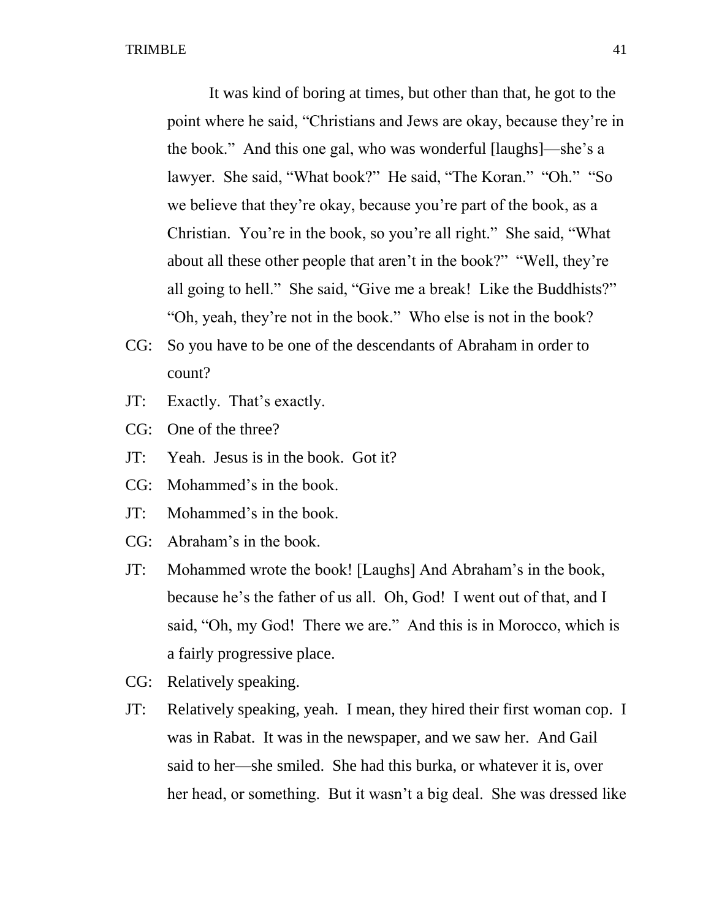It was kind of boring at times, but other than that, he got to the point where he said, "Christians and Jews are okay, because they're in the book." And this one gal, who was wonderful [laughs]—she's a lawyer. She said, "What book?" He said, "The Koran." "Oh." "So we believe that they're okay, because you're part of the book, as a Christian. You're in the book, so you're all right." She said, "What about all these other people that aren't in the book?" "Well, they're all going to hell." She said, "Give me a break! Like the Buddhists?" "Oh, yeah, they're not in the book." Who else is not in the book?

CG: So you have to be one of the descendants of Abraham in order to count?

JT: Exactly. That's exactly.

CG: One of the three?

JT: Yeah. Jesus is in the book. Got it?

CG: Mohammed's in the book.

JT: Mohammed's in the book.

CG: Abraham's in the book.

JT: Mohammed wrote the book! [Laughs] And Abraham's in the book, because he's the father of us all. Oh, God! I went out of that, and I said, "Oh, my God! There we are." And this is in Morocco, which is a fairly progressive place.

CG: Relatively speaking.

JT: Relatively speaking, yeah. I mean, they hired their first woman cop. I was in Rabat. It was in the newspaper, and we saw her. And Gail said to her—she smiled. She had this burka, or whatever it is, over her head, or something. But it wasn't a big deal. She was dressed like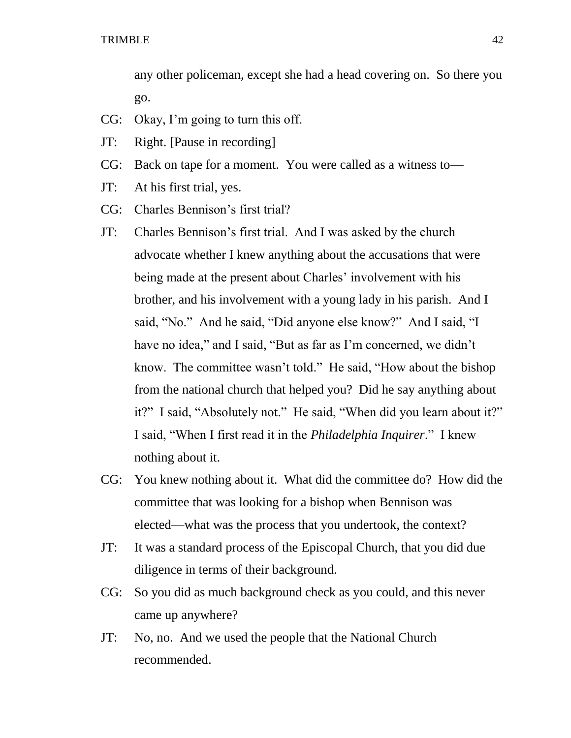any other policeman, except she had a head covering on. So there you go.

CG: Okay, I'm going to turn this off.

JT: Right. [Pause in recording]

CG: Back on tape for a moment. You were called as a witness to—

JT: At his first trial, yes.

CG: Charles Bennison's first trial?

JT: Charles Bennison's first trial. And I was asked by the church advocate whether I knew anything about the accusations that were being made at the present about Charles' involvement with his brother, and his involvement with a young lady in his parish. And I said, "No." And he said, "Did anyone else know?" And I said, "I have no idea," and I said, "But as far as I'm concerned, we didn't know. The committee wasn't told." He said, "How about the bishop from the national church that helped you? Did he say anything about it?" I said, "Absolutely not." He said, "When did you learn about it?" I said, "When I first read it in the *Philadelphia Inquirer*." I knew nothing about it.

CG: You knew nothing about it. What did the committee do? How did the committee that was looking for a bishop when Bennison was elected—what was the process that you undertook, the context?

JT: It was a standard process of the Episcopal Church, that you did due diligence in terms of their background.

CG: So you did as much background check as you could, and this never came up anywhere?

JT: No, no. And we used the people that the National Church recommended.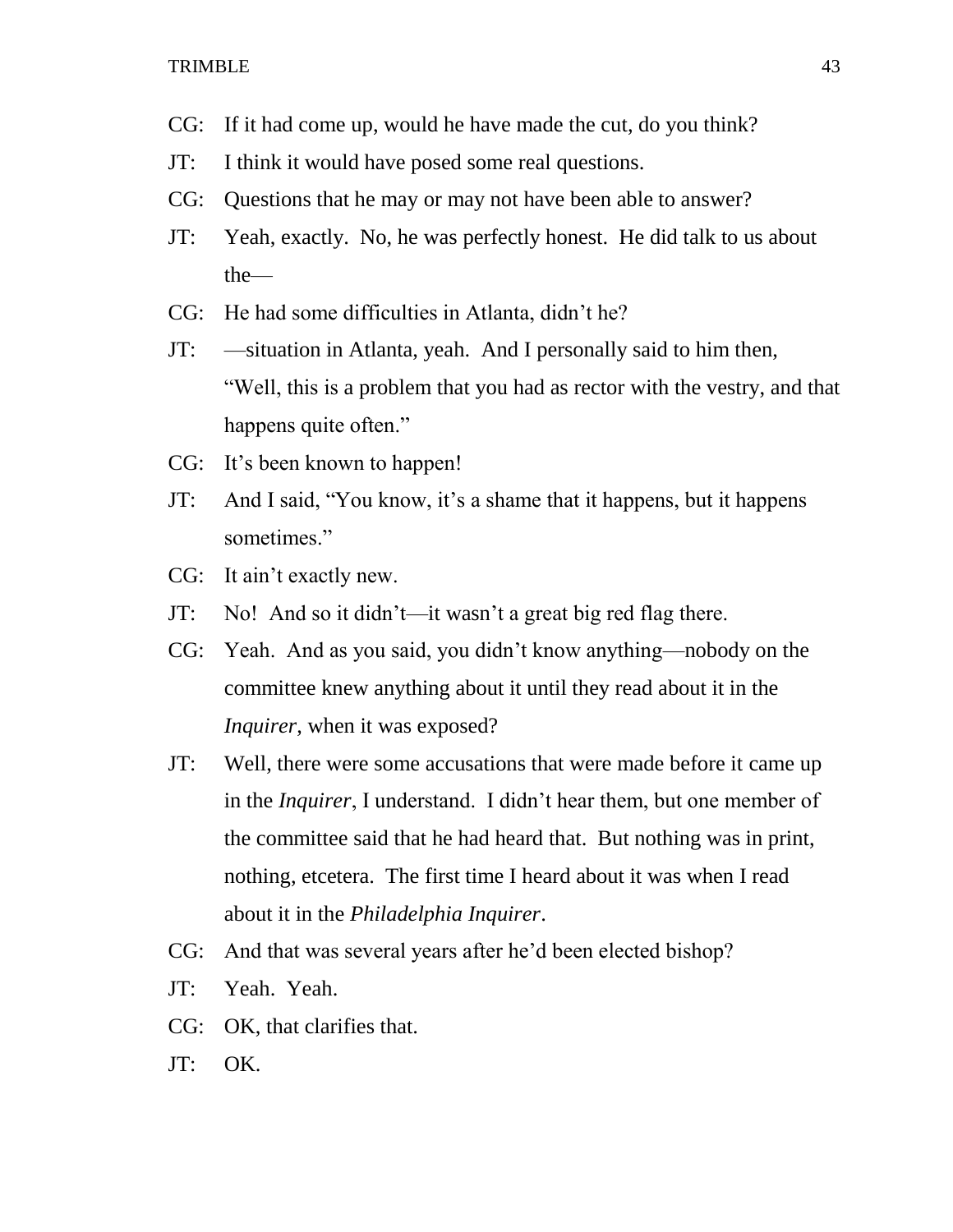CG: If it had come up, would he have made the cut, do you think?

JT: I think it would have posed some real questions.

CG: Questions that he may or may not have been able to answer?

JT: Yeah, exactly. No, he was perfectly honest. He did talk to us about the—

CG: He had some difficulties in Atlanta, didn't he?

JT: —situation in Atlanta, yeah. And I personally said to him then, "Well, this is a problem that you had as rector with the vestry, and that happens quite often."

CG: It's been known to happen!

JT: And I said, "You know, it's a shame that it happens, but it happens sometimes."

CG: It ain't exactly new.

JT: No! And so it didn't—it wasn't a great big red flag there.

CG: Yeah. And as you said, you didn't know anything—nobody on the committee knew anything about it until they read about it in the *Inquirer*, when it was exposed?

JT: Well, there were some accusations that were made before it came up in the *Inquirer*, I understand. I didn't hear them, but one member of the committee said that he had heard that. But nothing was in print, nothing, etcetera. The first time I heard about it was when I read about it in the *Philadelphia Inquirer*.

CG: And that was several years after he'd been elected bishop?

JT: Yeah. Yeah.

CG: OK, that clarifies that.

JT: OK.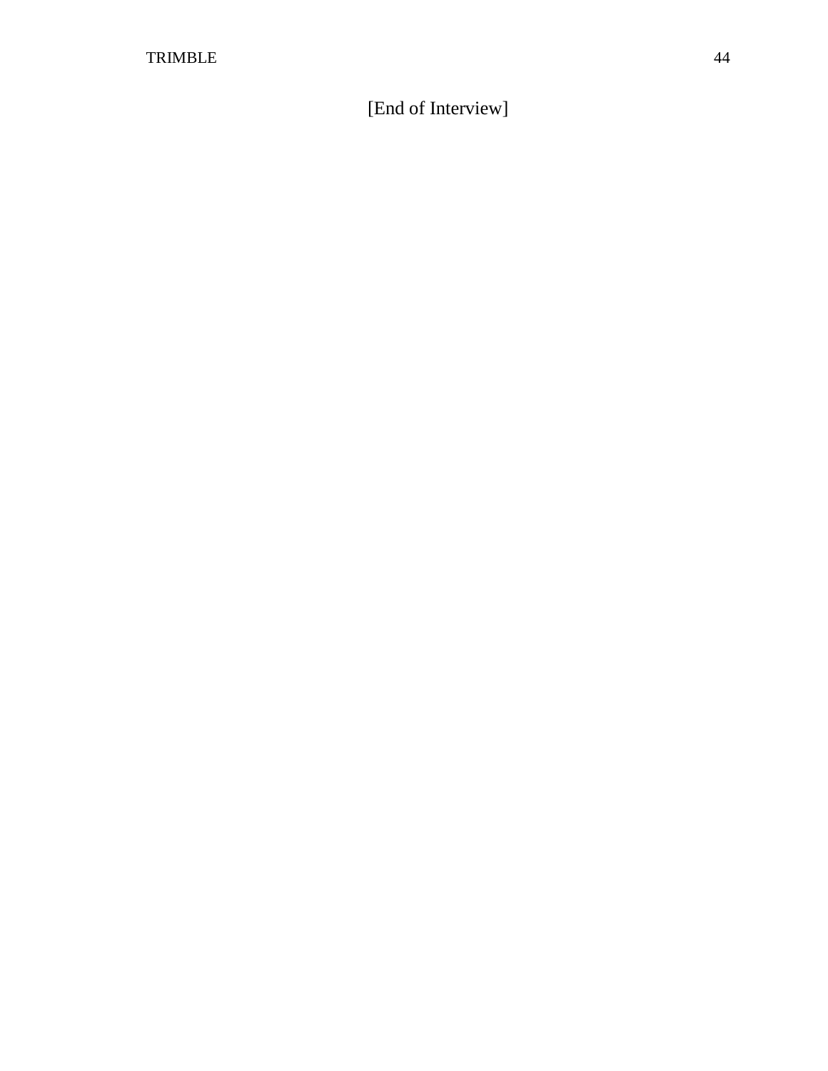[End of Interview]